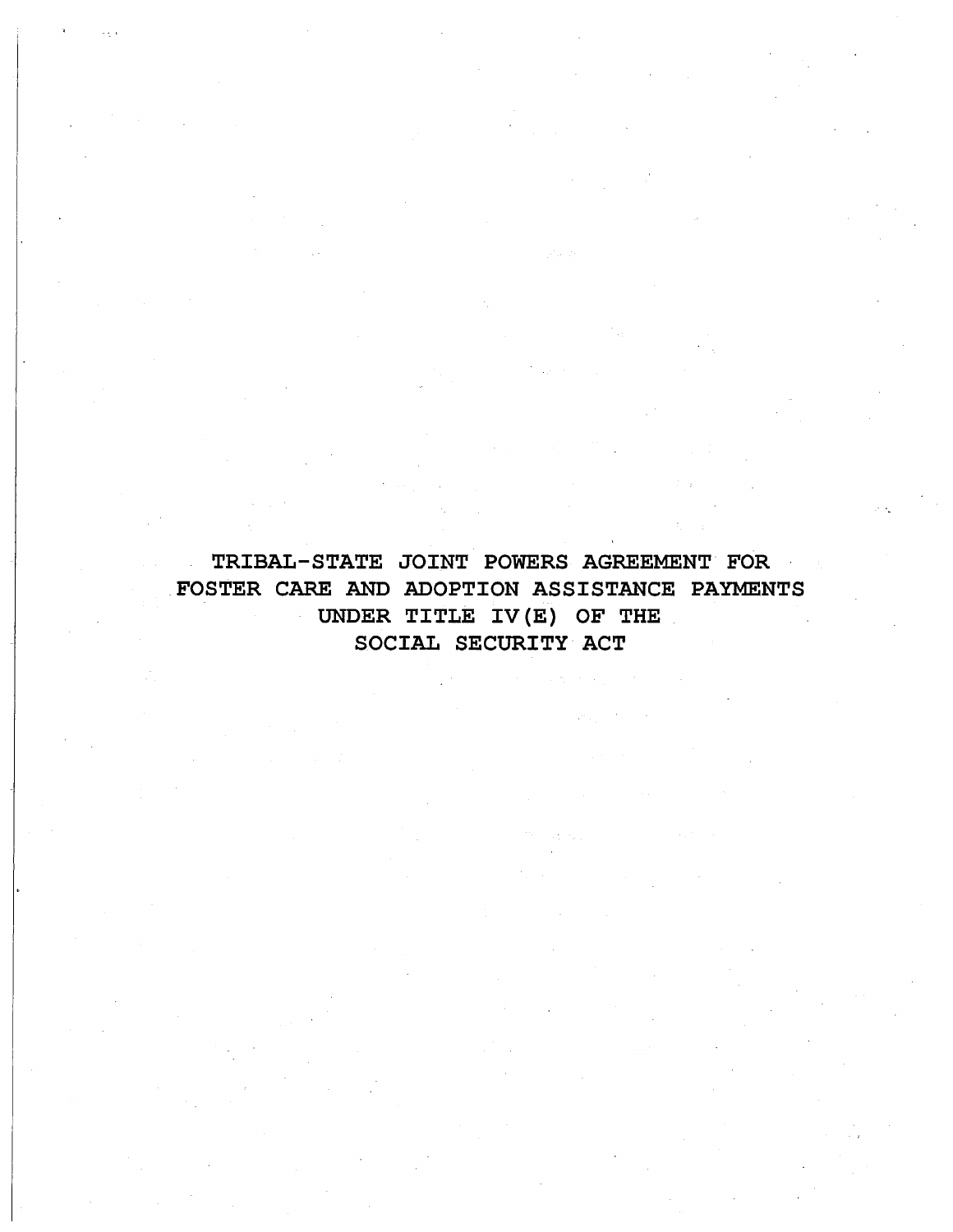# TRIBAL-STATE JOINT POWERS AGREEMENT FOR FOSTER CARE AND ADOPTION ASSISTANCE PAYMENTS UNDER TITLE IV(E) OF THE SOCIAL SECURITY ACT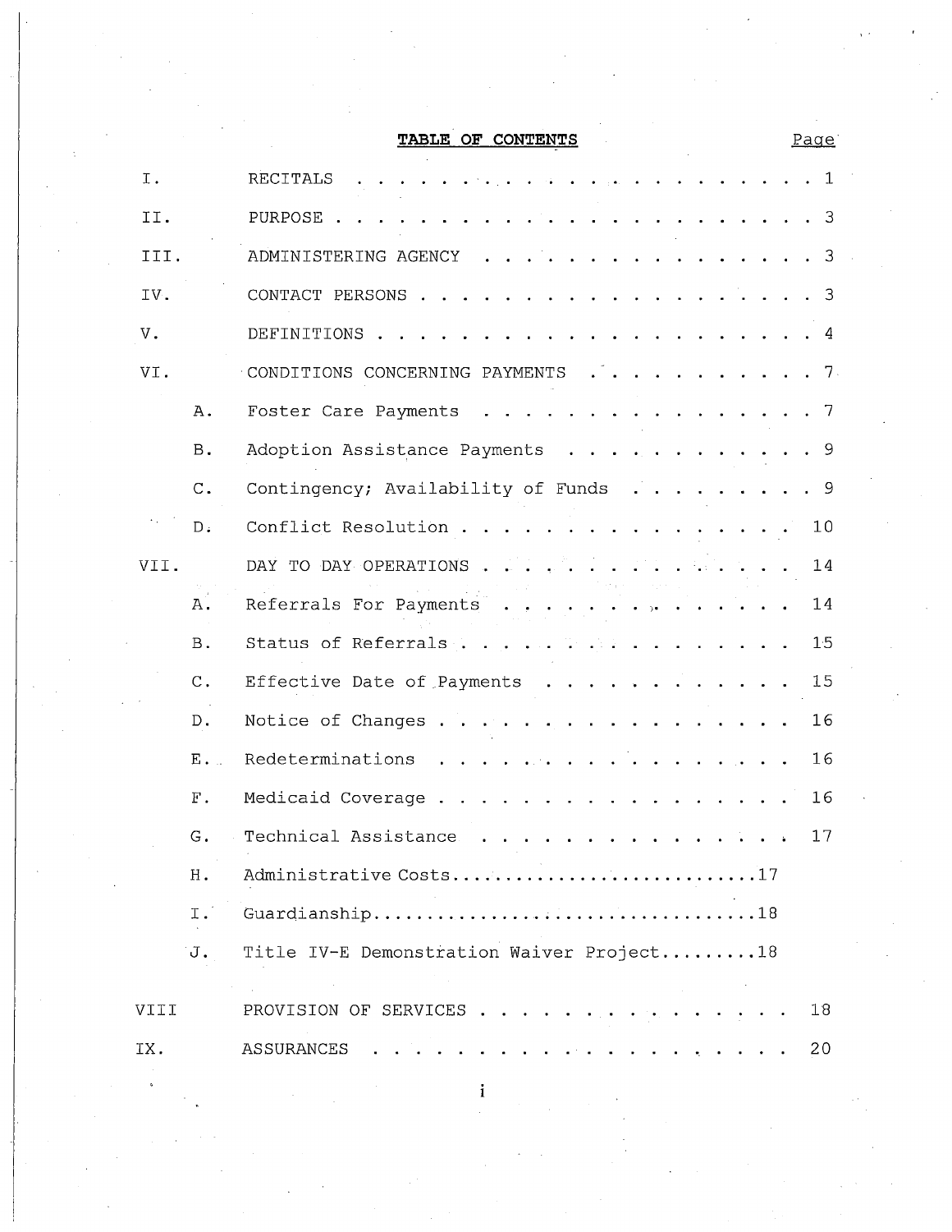**TABLE OF CONTENTS**

| | | | Page |
|---|---|---|---|
| I. | | RECITALS | 1 |
| II. | | PURPOSE | 3 |
| III. | | ADMINISTERING AGENCY | 3 |
| IV. | | CONTACT PERSONS | 3 |
| V. | | DEFINITIONS | 4 |
| VI. | | CONDITIONS CONCERNING PAYMENTS | 7 |
| | A. | Foster Care Payments | 7 |
| | B. | Adoption Assistance Payments | 9 |
| | C. | Contingency; Availability of Funds | 9 |
| | D. | Conflict Resolution | 10 |
| VII. | | DAY TO DAY OPERATIONS | 14 |
| | A. | Referrals For Payments | 14 |
| | B. | Status of Referrals | 15 |
| | C. | Effective Date of Payments | 15 |
| | D. | Notice of Changes | 16 |
| | E. | Redeterminations | 16 |
| | F. | Medicaid Coverage | 16 |
| | G. | Technical Assistance | 17 |
| | H. | Administrative Costs | 17 |
| | I. | Guardianship | 18 |
| | J. | Title IV-E Demonstration Waiver Project | 18 |
| VIII | | PROVISION OF SERVICES | 18 |
| IX. | | ASSURANCES | 20 |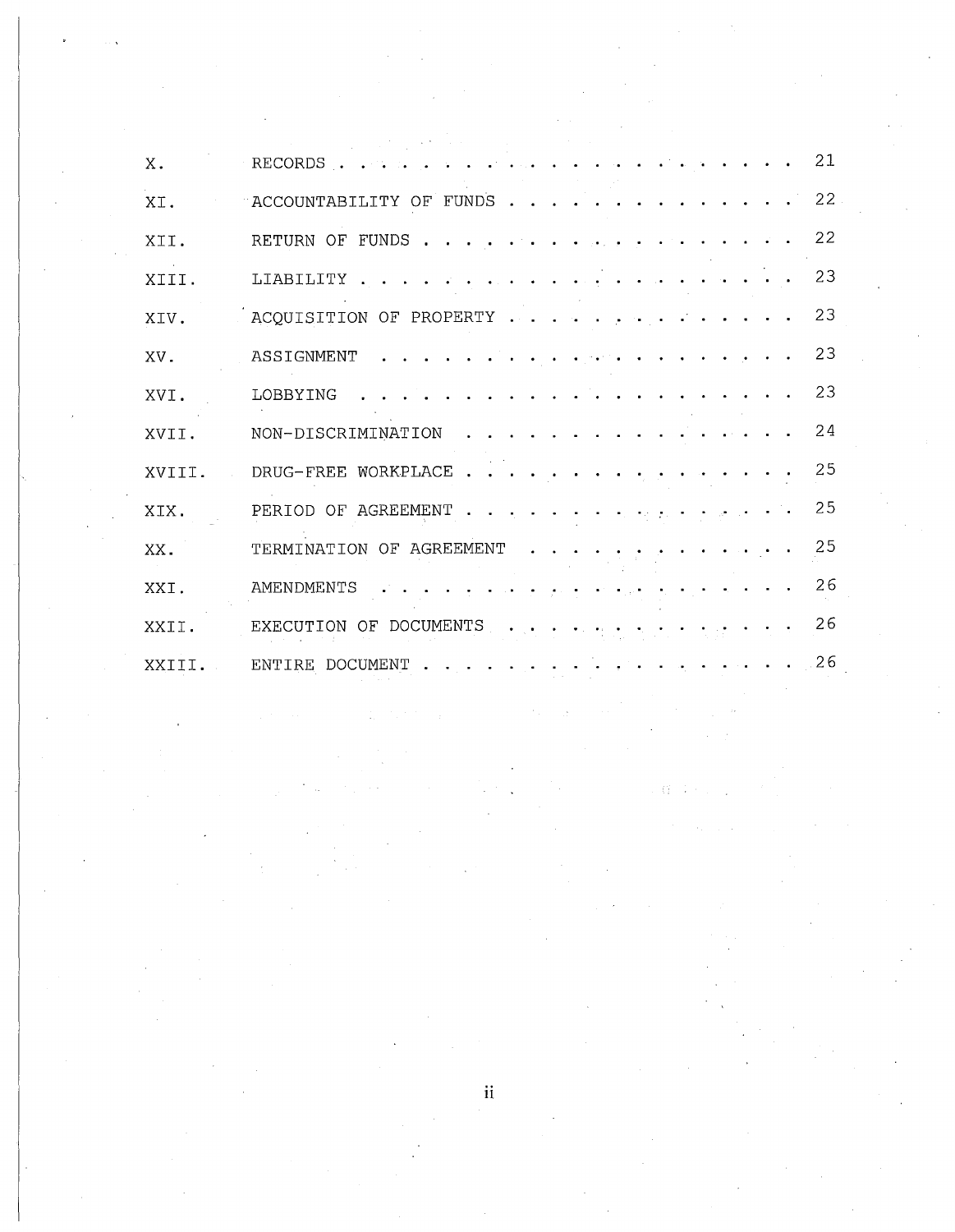| | | |
|---|---|---|
| X. | RECORDS | 21 |
| XI. | ACCOUNTABILITY OF FUNDS | 22 |
| XII. | RETURN OF FUNDS | 22 |
| XIII. | LIABILITY | 23 |
| XIV. | ACQUISITION OF PROPERTY | 23 |
| XV. | ASSIGNMENT | 23 |
| XVI. | LOBBYING | 23 |
| XVII. | NON-DISCRIMINATION | 24 |
| XVIII. | DRUG-FREE WORKPLACE | 25 |
| XIX. | PERIOD OF AGREEMENT | 25 |
| XX. | TERMINATION OF AGREEMENT | 25 |
| XXI. | AMENDMENTS | 26 |
| XXII. | EXECUTION OF DOCUMENTS | 26 |
| XXIII. | ENTIRE DOCUMENT | 26 |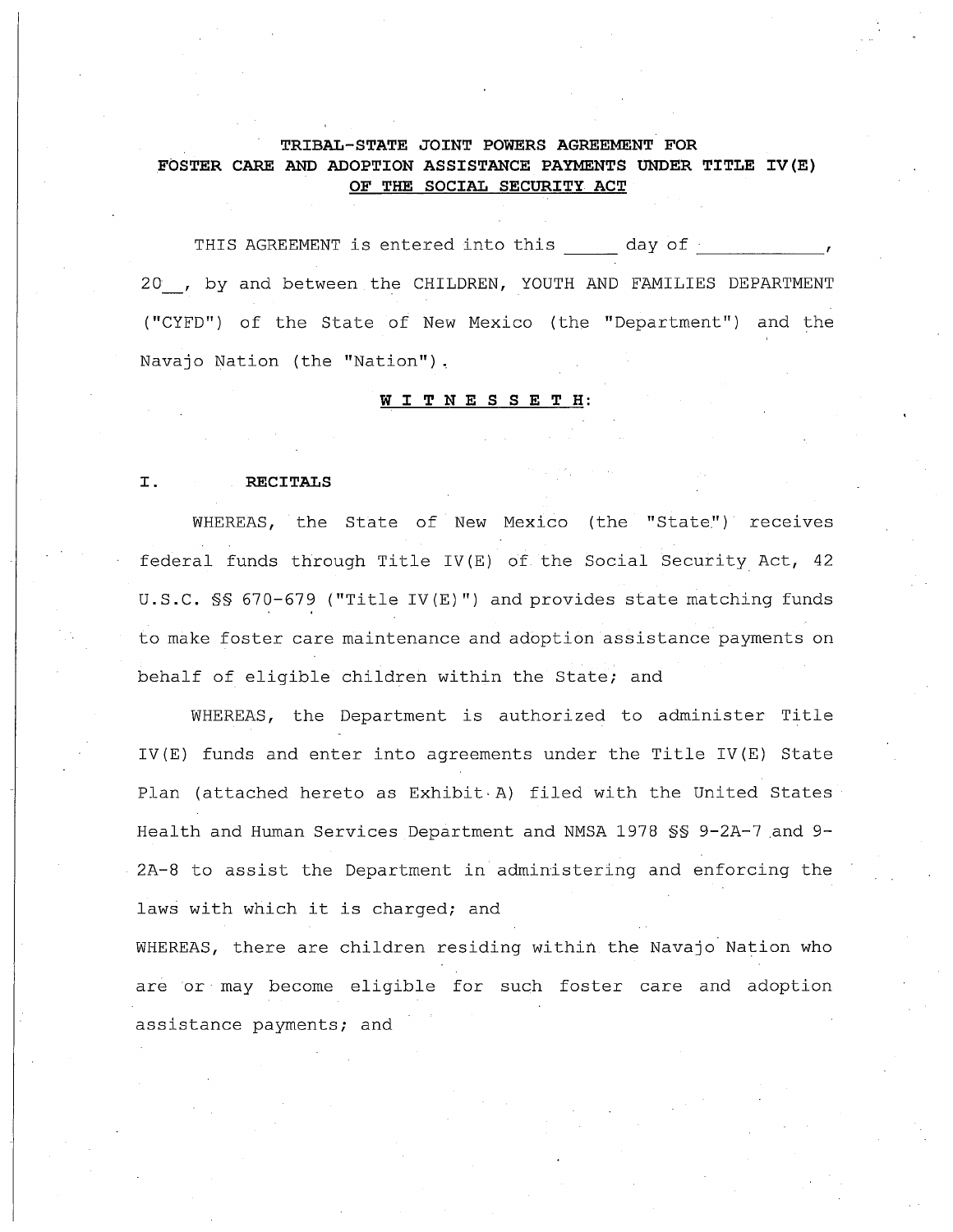**TRIBAL-STATE JOINT POWERS AGREEMENT FOR FOSTER CARE AND ADOPTION ASSISTANCE PAYMENTS UNDER TITLE IV(E) OF THE SOCIAL SECURITY ACT**

THIS AGREEMENT is entered into this _____ day of ___________, 20__, by and between the CHILDREN, YOUTH AND FAMILIES DEPARTMENT ("CYFD") of the State of New Mexico (the "Department") and the Navajo Nation (the "Nation").

**W I T N E S S E T H:**

**I. RECITALS**

WHEREAS, the State of New Mexico (the "State") receives federal funds through Title IV(E) of the Social Security Act, 42 U.S.C. §§ 670-679 ("Title IV(E)") and provides state matching funds to make foster care maintenance and adoption assistance payments on behalf of eligible children within the State; and

WHEREAS, the Department is authorized to administer Title IV(E) funds and enter into agreements under the Title IV(E) State Plan (attached hereto as Exhibit A) filed with the United States Health and Human Services Department and NMSA 1978 §§ 9-2A-7 and 9-2A-8 to assist the Department in administering and enforcing the laws with which it is charged; and

WHEREAS, there are children residing within the Navajo Nation who are or may become eligible for such foster care and adoption assistance payments; and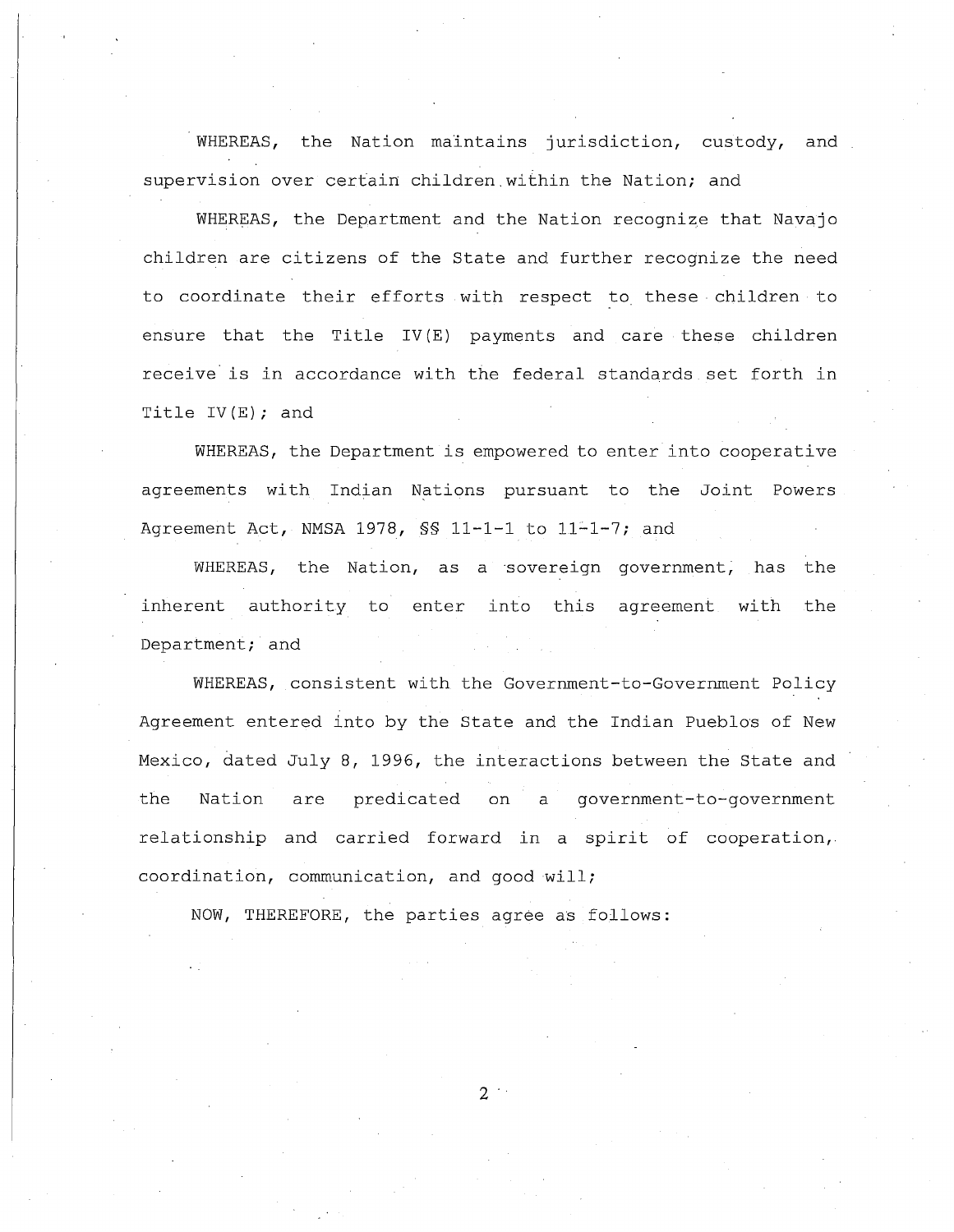WHEREAS, the Nation maintains jurisdiction, custody, and supervision over certain children within the Nation; and

WHEREAS, the Department and the Nation recognize that Navajo children are citizens of the State and further recognize the need to coordinate their efforts with respect to these children to ensure that the Title IV(E) payments and care these children receive is in accordance with the federal standards set forth in Title IV(E); and

WHEREAS, the Department is empowered to enter into cooperative agreements with Indian Nations pursuant to the Joint Powers Agreement Act, NMSA 1978, §§ 11-1-1 to 11-1-7; and

WHEREAS, the Nation, as a sovereign government, has the inherent authority to enter into this agreement with the Department; and

WHEREAS, consistent with the Government-to-Government Policy Agreement entered into by the State and the Indian Pueblos of New Mexico, dated July 8, 1996, the interactions between the State and the Nation are predicated on a government-to-government relationship and carried forward in a spirit of cooperation, coordination, communication, and good will;

NOW, THEREFORE, the parties agree as follows: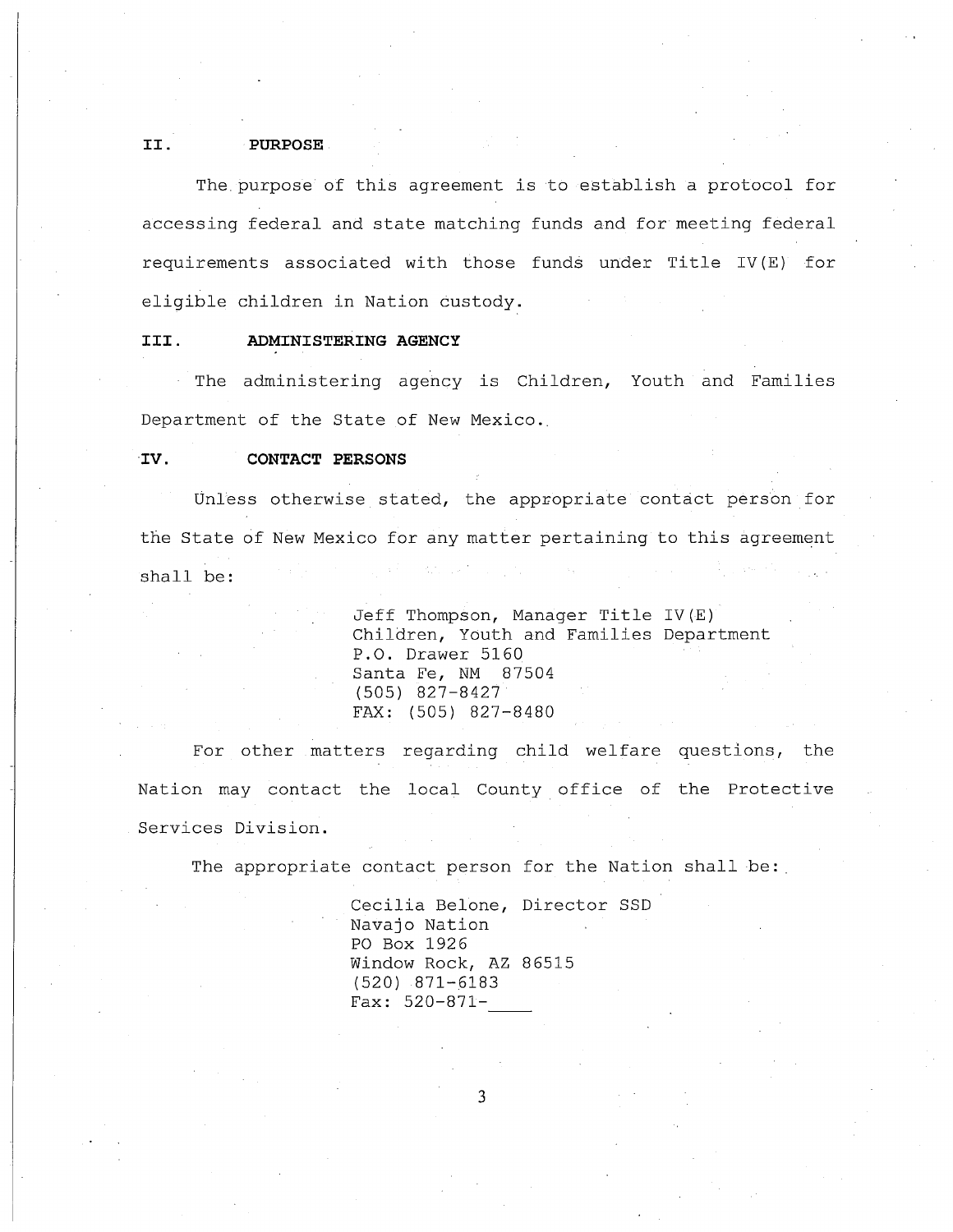## II. PURPOSE

The purpose of this agreement is to establish a protocol for accessing federal and state matching funds and for meeting federal requirements associated with those funds under Title IV(E) for eligible children in Nation custody.

## III. ADMINISTERING AGENCY

The administering agency is Children, Youth and Families Department of the State of New Mexico.

## IV. CONTACT PERSONS

Unless otherwise stated, the appropriate contact person for the State of New Mexico for any matter pertaining to this agreement shall be:

> Jeff Thompson, Manager Title IV(E)
> Children, Youth and Families Department
> P.O. Drawer 5160
> Santa Fe, NM 87504
> (505) 827-8427
> FAX: (505) 827-8480

For other matters regarding child welfare questions, the Nation may contact the local County office of the Protective Services Division.

The appropriate contact person for the Nation shall be:

> Cecilia Belone, Director SSD
> Navajo Nation
> PO Box 1926
> Window Rock, AZ 86515
> (520) 871-6183
> Fax: 520-871-____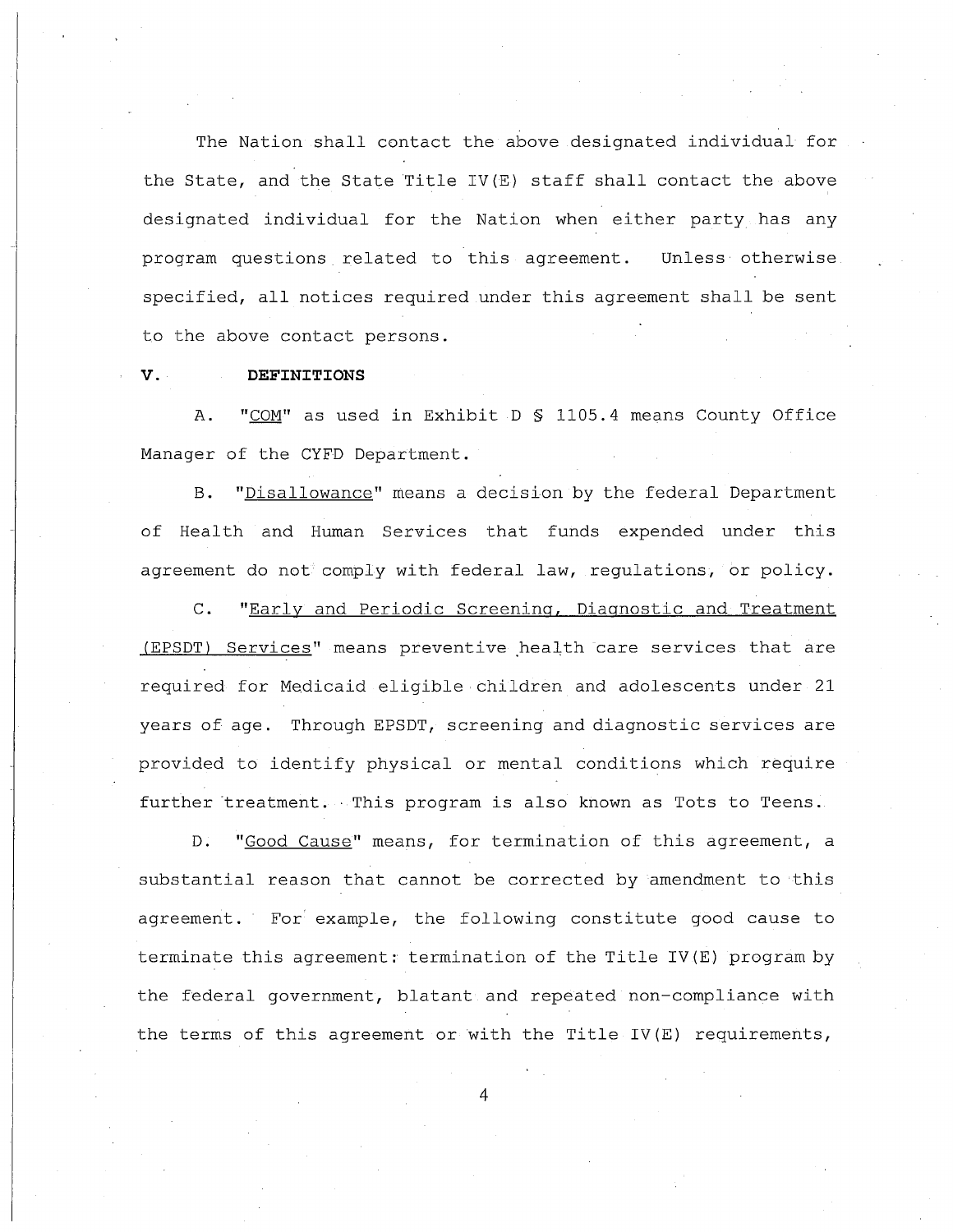The Nation shall contact the above designated individual for the State, and the State Title IV(E) staff shall contact the above designated individual for the Nation when either party has any program questions related to this agreement. Unless otherwise specified, all notices required under this agreement shall be sent to the above contact persons.

## V. DEFINITIONS

A. "COM" as used in Exhibit D § 1105.4 means County Office Manager of the CYFD Department.

B. "Disallowance" means a decision by the federal Department of Health and Human Services that funds expended under this agreement do not comply with federal law, regulations, or policy.

C. "Early and Periodic Screening, Diagnostic and Treatment (EPSDT) Services" means preventive health care services that are required for Medicaid eligible children and adolescents under 21 years of age. Through EPSDT, screening and diagnostic services are provided to identify physical or mental conditions which require further treatment. This program is also known as Tots to Teens.

D. "Good Cause" means, for termination of this agreement, a substantial reason that cannot be corrected by amendment to this agreement. For example, the following constitute good cause to terminate this agreement: termination of the Title IV(E) program by the federal government, blatant and repeated non-compliance with the terms of this agreement or with the Title IV(E) requirements,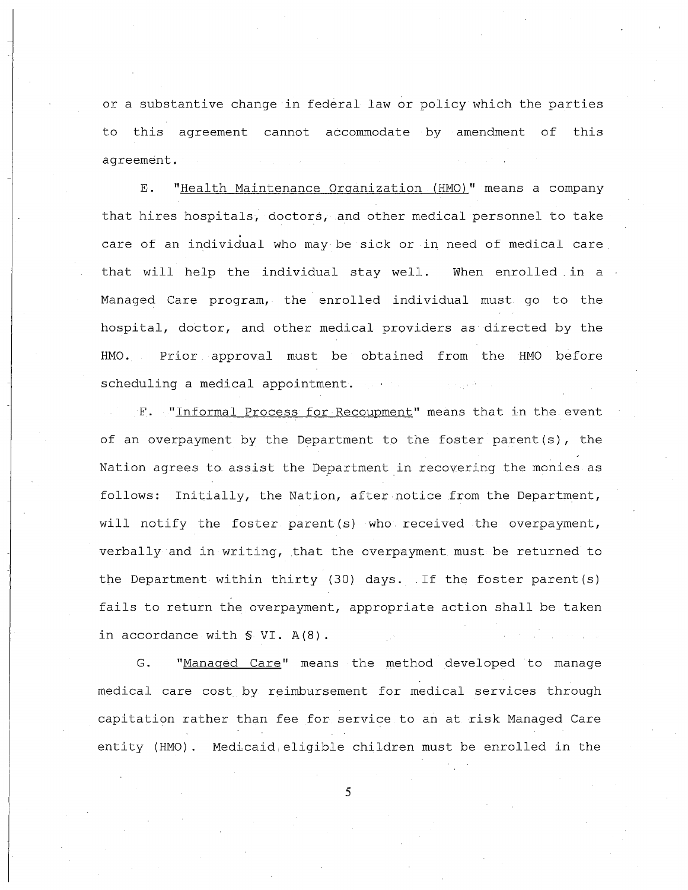or a substantive change in federal law or policy which the parties to this agreement cannot accommodate by amendment of this agreement.

E. "<u>Health Maintenance Organization (HMO)</u>" means a company that hires hospitals, doctors, and other medical personnel to take care of an individual who may be sick or in need of medical care that will help the individual stay well. When enrolled in a Managed Care program, the enrolled individual must go to the hospital, doctor, and other medical providers as directed by the HMO. Prior approval must be obtained from the HMO before scheduling a medical appointment.

F. "<u>Informal Process for Recoupment</u>" means that in the event of an overpayment by the Department to the foster parent(s), the Nation agrees to assist the Department in recovering the monies as follows: Initially, the Nation, after notice from the Department, will notify the foster parent(s) who received the overpayment, verbally and in writing, that the overpayment must be returned to the Department within thirty (30) days. If the foster parent(s) fails to return the overpayment, appropriate action shall be taken in accordance with § VI. A(8).

G. "<u>Managed Care</u>" means the method developed to manage medical care cost by reimbursement for medical services through capitation rather than fee for service to an at risk Managed Care entity (HMO). Medicaid eligible children must be enrolled in the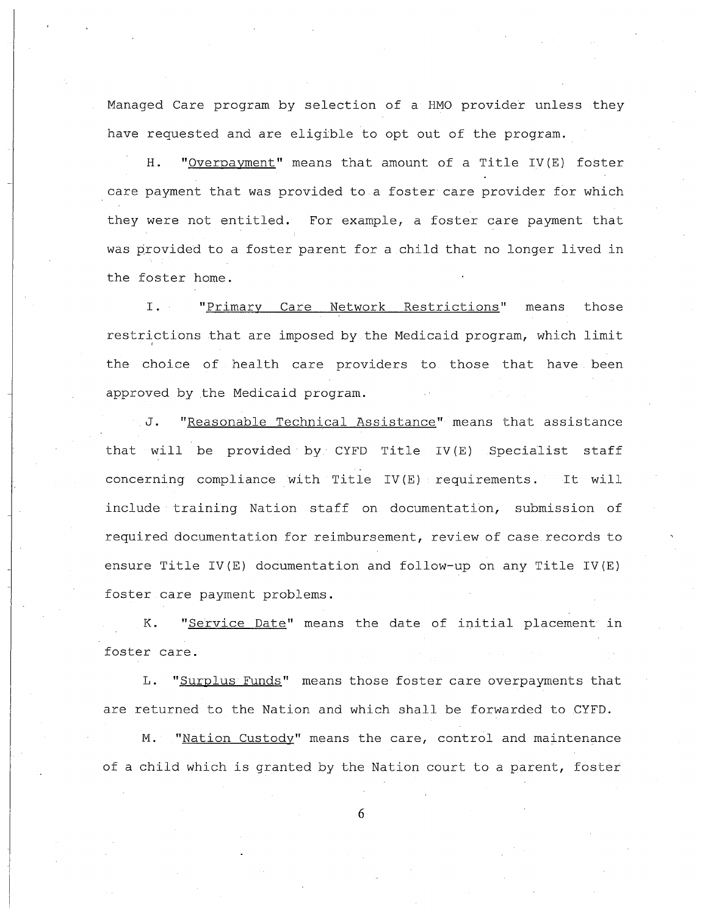Managed Care program by selection of a HMO provider unless they have requested and are eligible to opt out of the program.

H. "<u>Overpayment</u>" means that amount of a Title IV(E) foster care payment that was provided to a foster care provider for which they were not entitled. For example, a foster care payment that was provided to a foster parent for a child that no longer lived in the foster home.

I. "<u>Primary Care Network Restrictions</u>" means those restrictions that are imposed by the Medicaid program, which limit the choice of health care providers to those that have been approved by the Medicaid program.

J. "<u>Reasonable Technical Assistance</u>" means that assistance that will be provided by CYFD Title IV(E) Specialist staff concerning compliance with Title IV(E) requirements. It will include training Nation staff on documentation, submission of required documentation for reimbursement, review of case records to ensure Title IV(E) documentation and follow-up on any Title IV(E) foster care payment problems.

K. "<u>Service Date</u>" means the date of initial placement in foster care.

L. "<u>Surplus Funds</u>" means those foster care overpayments that are returned to the Nation and which shall be forwarded to CYFD.

M. "<u>Nation Custody</u>" means the care, control and maintenance of a child which is granted by the Nation court to a parent, foster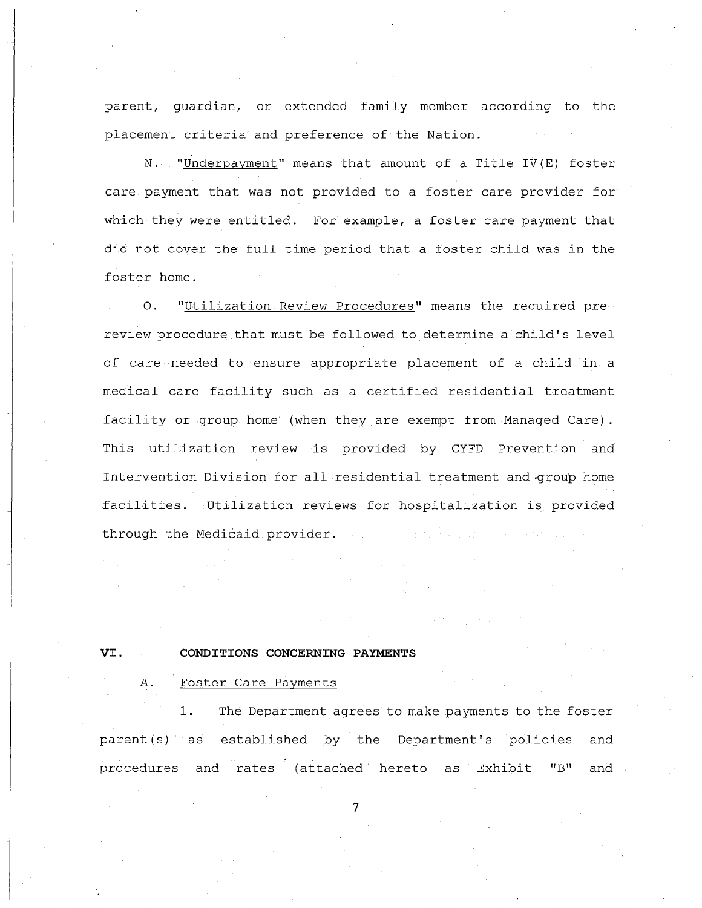parent, guardian, or extended family member according to the placement criteria and preference of the Nation.

N. "Underpayment" means that amount of a Title IV(E) foster care payment that was not provided to a foster care provider for which they were entitled. For example, a foster care payment that did not cover the full time period that a foster child was in the foster home.

O. "Utilization Review Procedures" means the required pre-review procedure that must be followed to determine a child's level of care needed to ensure appropriate placement of a child in a medical care facility such as a certified residential treatment facility or group home (when they are exempt from Managed Care). This utilization review is provided by CYFD Prevention and Intervention Division for all residential treatment and group home facilities. Utilization reviews for hospitalization is provided through the Medicaid provider.

## VI. CONDITIONS CONCERNING PAYMENTS

A. Foster Care Payments

1. The Department agrees to make payments to the foster parent(s) as established by the Department's policies and procedures and rates (attached hereto as Exhibit "B" and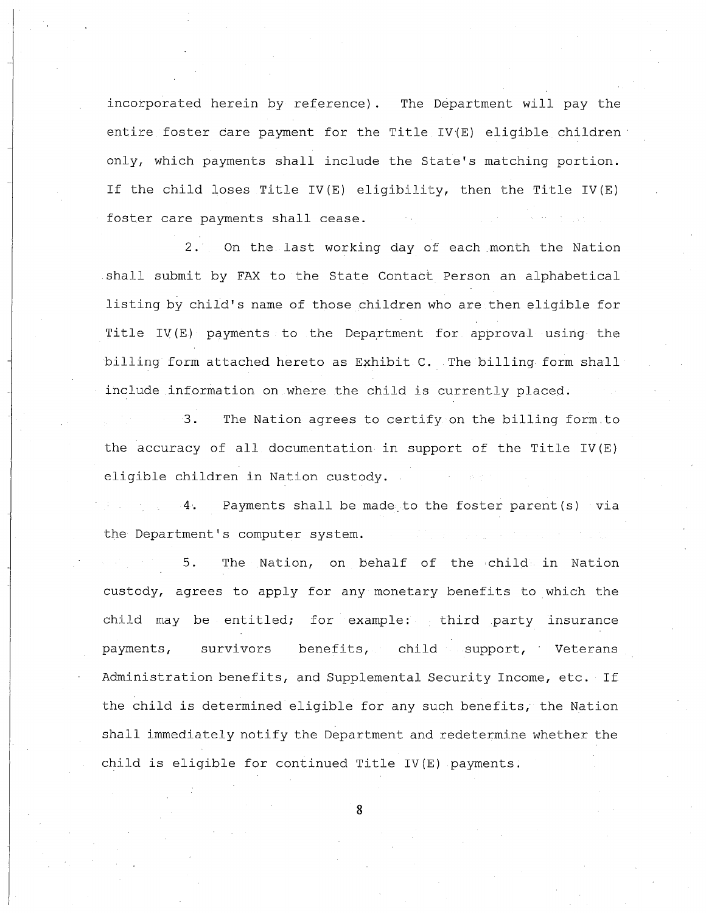incorporated herein by reference). The Department will pay the entire foster care payment for the Title IV(E) eligible children only, which payments shall include the State's matching portion. If the child loses Title IV(E) eligibility, then the Title IV(E) foster care payments shall cease.

2. On the last working day of each month the Nation shall submit by FAX to the State Contact Person an alphabetical listing by child's name of those children who are then eligible for Title IV(E) payments to the Department for approval using the billing form attached hereto as Exhibit C. The billing form shall include information on where the child is currently placed.

3. The Nation agrees to certify on the billing form to the accuracy of all documentation in support of the Title IV(E) eligible children in Nation custody.

4. Payments shall be made to the foster parent(s) via the Department's computer system.

5. The Nation, on behalf of the child in Nation custody, agrees to apply for any monetary benefits to which the child may be entitled; for example: third party insurance payments, survivors benefits, child support, Veterans Administration benefits, and Supplemental Security Income, etc. If the child is determined eligible for any such benefits, the Nation shall immediately notify the Department and redetermine whether the child is eligible for continued Title IV(E) payments.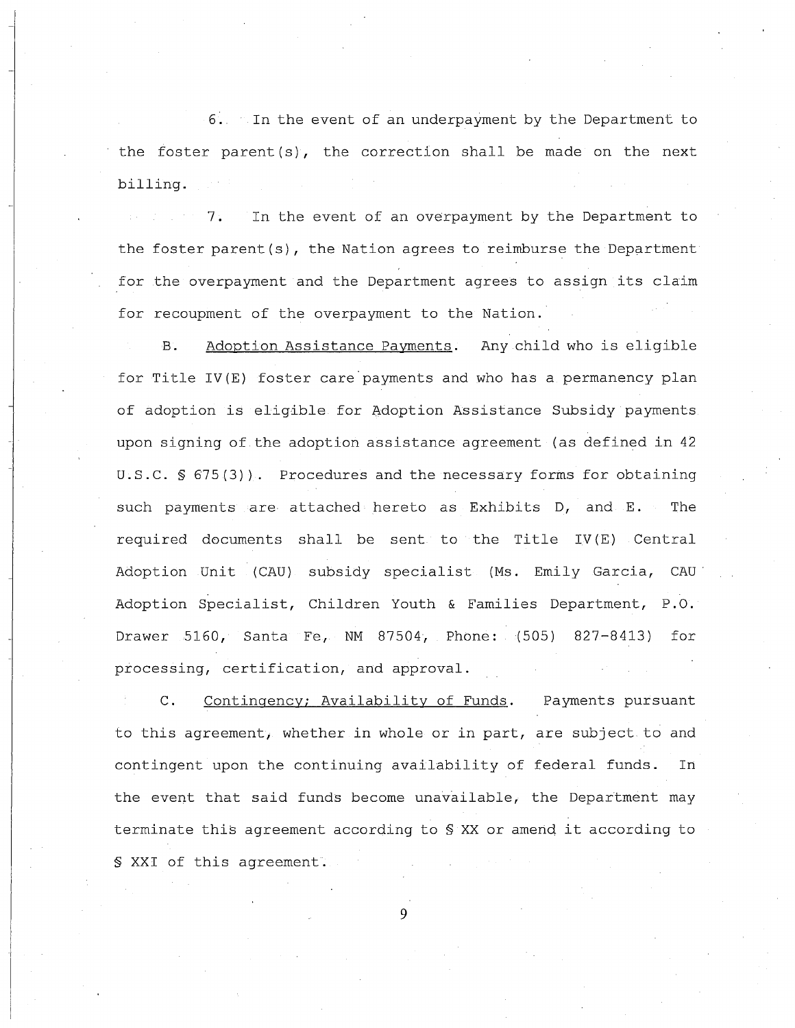6. In the event of an underpayment by the Department to the foster parent(s), the correction shall be made on the next billing.

7. In the event of an overpayment by the Department to the foster parent(s), the Nation agrees to reimburse the Department for the overpayment and the Department agrees to assign its claim for recoupment of the overpayment to the Nation.

B. <u>Adoption Assistance Payments</u>. Any child who is eligible for Title IV(E) foster care payments and who has a permanency plan of adoption is eligible for Adoption Assistance Subsidy payments upon signing of the adoption assistance agreement (as defined in 42 U.S.C. § 675(3)). Procedures and the necessary forms for obtaining such payments are attached hereto as Exhibits D, and E. The required documents shall be sent to the Title IV(E) Central Adoption Unit (CAU) subsidy specialist (Ms. Emily Garcia, CAU Adoption Specialist, Children Youth & Families Department, P.O. Drawer 5160, Santa Fe, NM 87504, Phone: (505) 827-8413) for processing, certification, and approval.

C. <u>Contingency; Availability of Funds</u>. Payments pursuant to this agreement, whether in whole or in part, are subject to and contingent upon the continuing availability of federal funds. In the event that said funds become unavailable, the Department may terminate this agreement according to § XX or amend it according to § XXI of this agreement.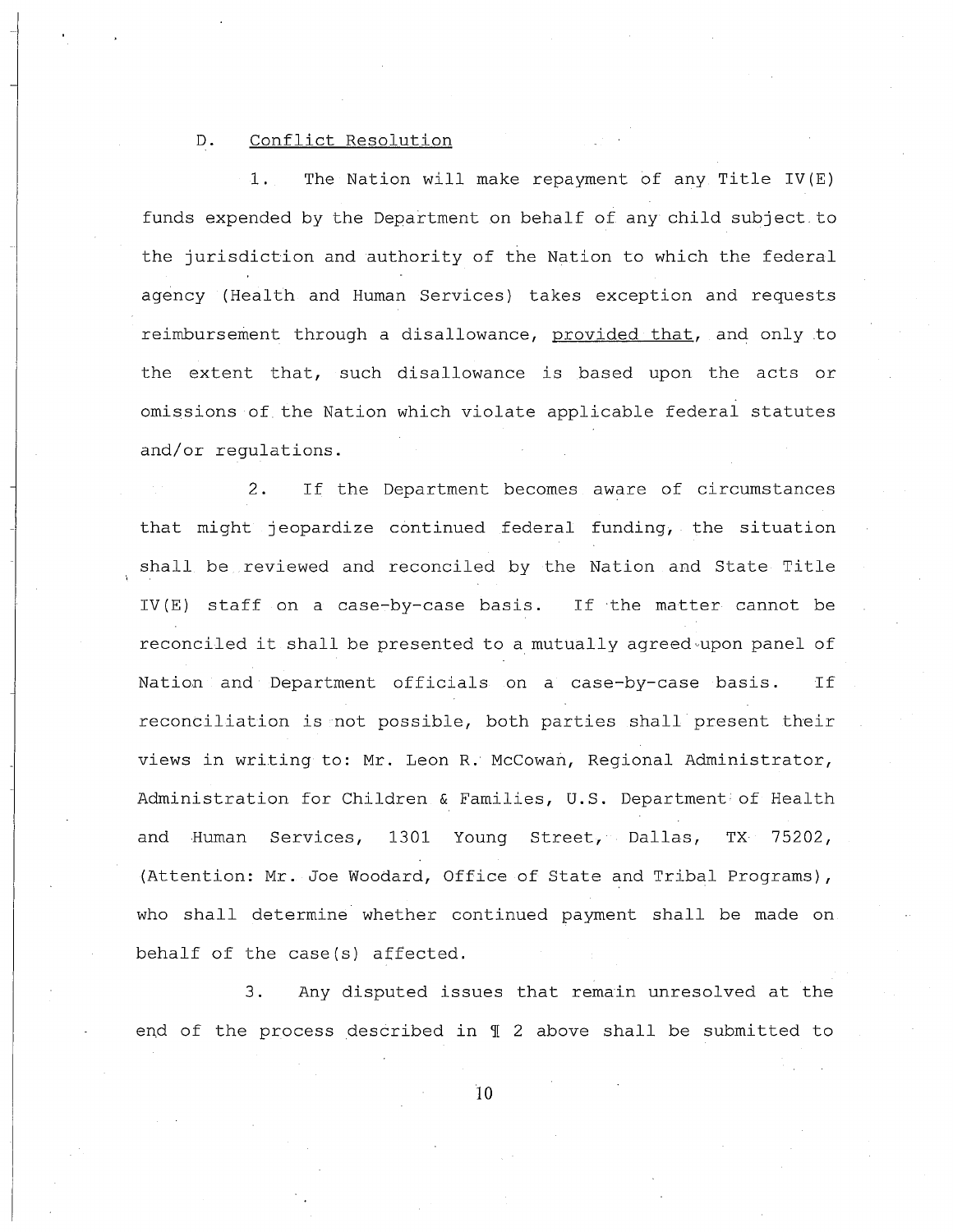D. <u>Conflict Resolution</u>

1. The Nation will make repayment of any Title IV(E) funds expended by the Department on behalf of any child subject to the jurisdiction and authority of the Nation to which the federal agency (Health and Human Services) takes exception and requests reimbursement through a disallowance, <u>provided that</u>, and only to the extent that, such disallowance is based upon the acts or omissions of the Nation which violate applicable federal statutes and/or regulations.

2. If the Department becomes aware of circumstances that might jeopardize continued federal funding, the situation shall be reviewed and reconciled by the Nation and State Title IV(E) staff on a case-by-case basis. If the matter cannot be reconciled it shall be presented to a mutually agreed-upon panel of Nation and Department officials on a case-by-case basis. If reconciliation is not possible, both parties shall present their views in writing to: Mr. Leon R. McCowan, Regional Administrator, Administration for Children & Families, U.S. Department of Health and Human Services, 1301 Young Street, Dallas, TX 75202, (Attention: Mr. Joe Woodard, Office of State and Tribal Programs), who shall determine whether continued payment shall be made on behalf of the case(s) affected.

3. Any disputed issues that remain unresolved at the end of the process described in ¶ 2 above shall be submitted to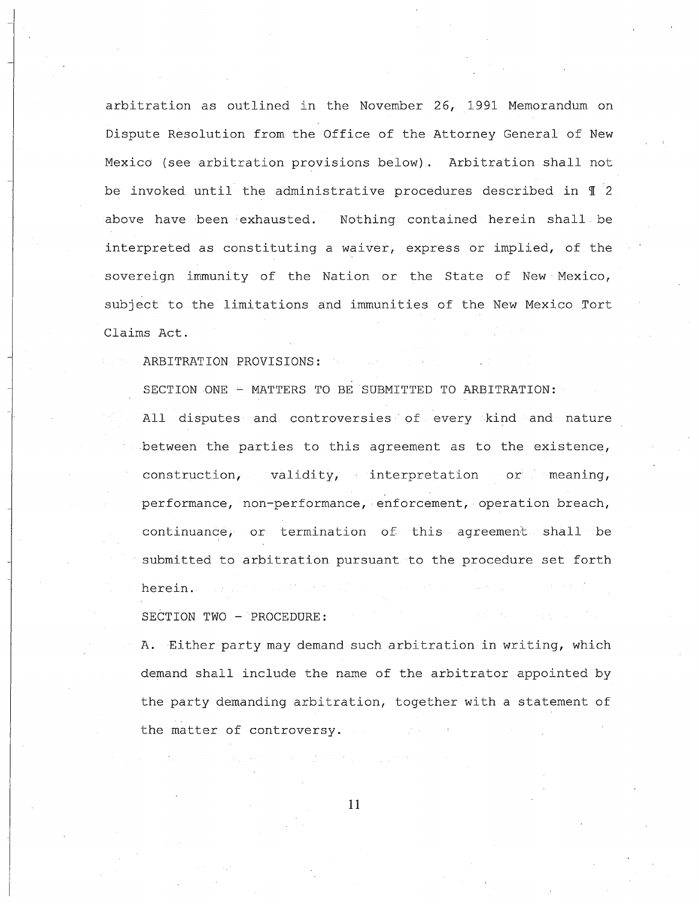arbitration as outlined in the November 26, 1991 Memorandum on Dispute Resolution from the Office of the Attorney General of New Mexico (see arbitration provisions below). Arbitration shall not be invoked until the administrative procedures described in ¶ 2 above have been exhausted. Nothing contained herein shall be interpreted as constituting a waiver, express or implied, of the sovereign immunity of the Nation or the State of New Mexico, subject to the limitations and immunities of the New Mexico Tort Claims Act.

ARBITRATION PROVISIONS:

SECTION ONE – MATTERS TO BE SUBMITTED TO ARBITRATION:

All disputes and controversies of every kind and nature between the parties to this agreement as to the existence, construction, validity, interpretation or meaning, performance, non-performance, enforcement, operation breach, continuance, or termination of this agreement shall be submitted to arbitration pursuant to the procedure set forth herein.

SECTION TWO – PROCEDURE:

A. Either party may demand such arbitration in writing, which demand shall include the name of the arbitrator appointed by the party demanding arbitration, together with a statement of the matter of controversy.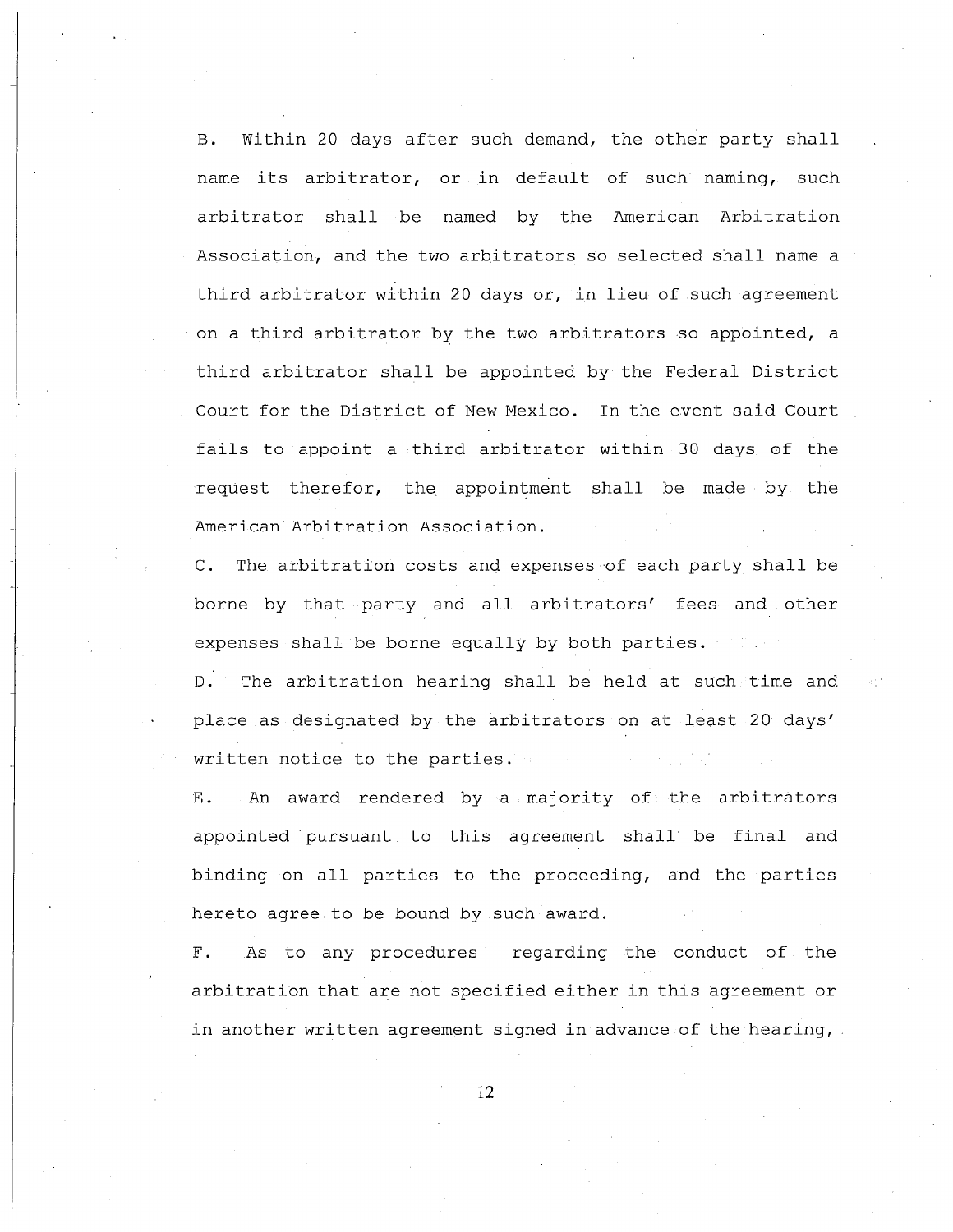B. Within 20 days after such demand, the other party shall name its arbitrator, or in default of such naming, such arbitrator shall be named by the American Arbitration Association, and the two arbitrators so selected shall name a third arbitrator within 20 days or, in lieu of such agreement on a third arbitrator by the two arbitrators so appointed, a third arbitrator shall be appointed by the Federal District Court for the District of New Mexico. In the event said Court fails to appoint a third arbitrator within 30 days of the request therefor, the appointment shall be made by the American Arbitration Association.

C. The arbitration costs and expenses of each party shall be borne by that party and all arbitrators' fees and other expenses shall be borne equally by both parties.

D. The arbitration hearing shall be held at such time and place as designated by the arbitrators on at least 20 days' written notice to the parties.

E. An award rendered by a majority of the arbitrators appointed pursuant to this agreement shall be final and binding on all parties to the proceeding, and the parties hereto agree to be bound by such award.

F. As to any procedures regarding the conduct of the arbitration that are not specified either in this agreement or in another written agreement signed in advance of the hearing,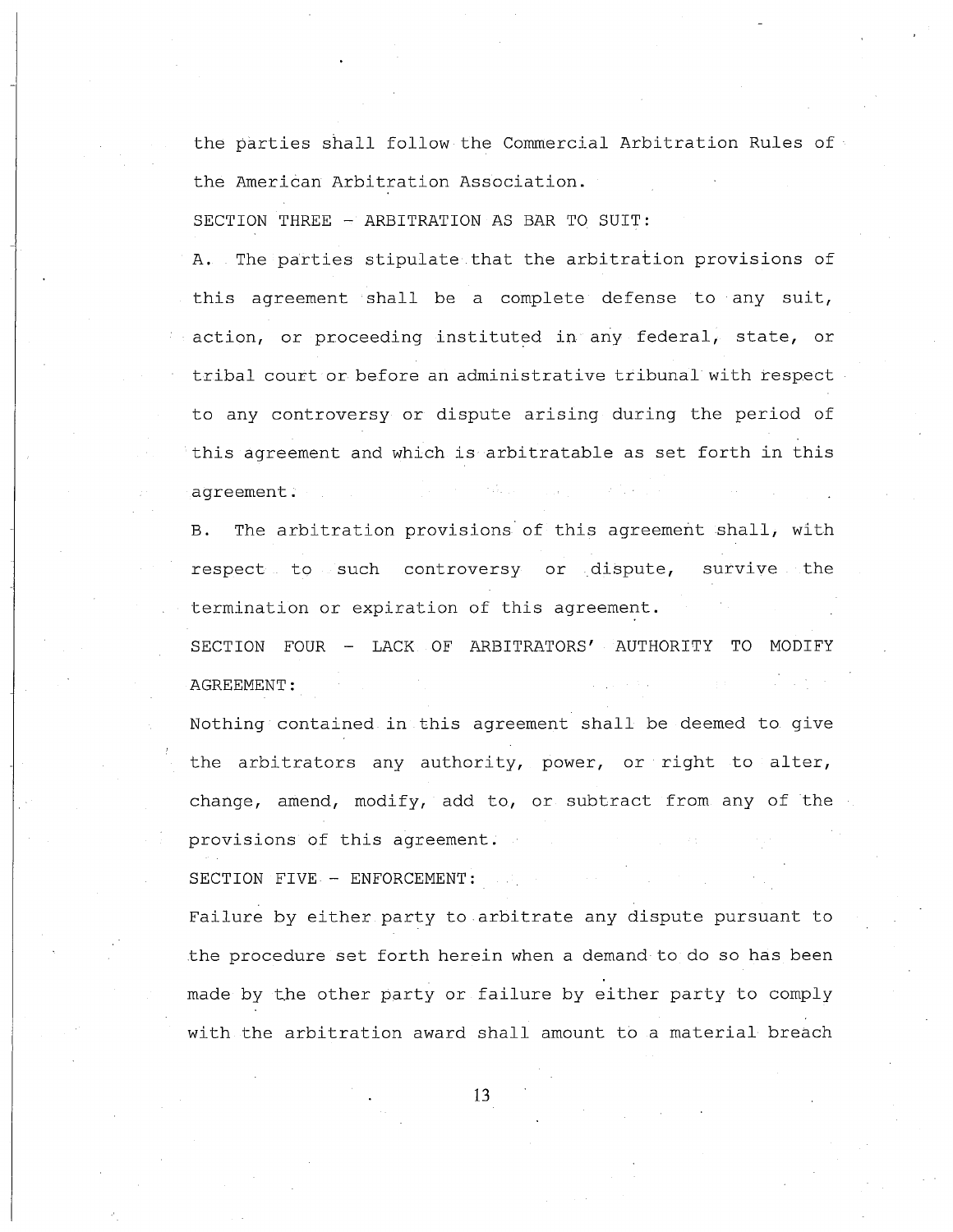the parties shall follow the Commercial Arbitration Rules of the American Arbitration Association.

SECTION THREE - ARBITRATION AS BAR TO SUIT:

A. The parties stipulate that the arbitration provisions of this agreement shall be a complete defense to any suit, action, or proceeding instituted in any federal, state, or tribal court or before an administrative tribunal with respect to any controversy or dispute arising during the period of this agreement and which is arbitratable as set forth in this agreement.

B. The arbitration provisions of this agreement shall, with respect to such controversy or dispute, survive the termination or expiration of this agreement.

SECTION FOUR - LACK OF ARBITRATORS' AUTHORITY TO MODIFY AGREEMENT:

Nothing contained in this agreement shall be deemed to give the arbitrators any authority, power, or right to alter, change, amend, modify, add to, or subtract from any of the provisions of this agreement.

SECTION FIVE - ENFORCEMENT:

Failure by either party to arbitrate any dispute pursuant to the procedure set forth herein when a demand to do so has been made by the other party or failure by either party to comply with the arbitration award shall amount to a material breach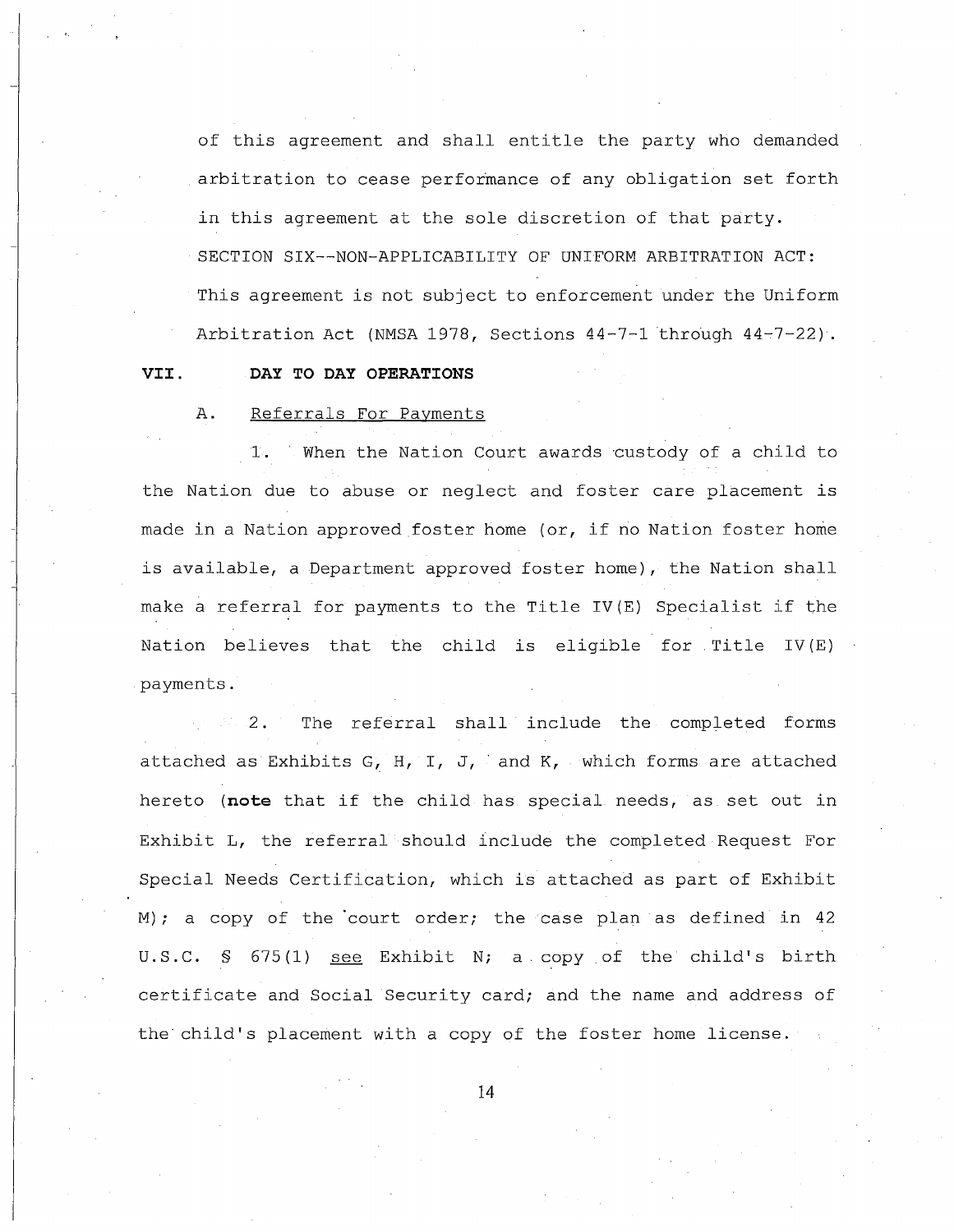of this agreement and shall entitle the party who demanded arbitration to cease performance of any obligation set forth in this agreement at the sole discretion of that party.

SECTION SIX--NON-APPLICABILITY OF UNIFORM ARBITRATION ACT: This agreement is not subject to enforcement under the Uniform Arbitration Act (NMSA 1978, Sections 44-7-1 through 44-7-22).

## VII. DAY TO DAY OPERATIONS

A. Referrals For Payments

1. When the Nation Court awards custody of a child to the Nation due to abuse or neglect and foster care placement is made in a Nation approved foster home (or, if no Nation foster home is available, a Department approved foster home), the Nation shall make a referral for payments to the Title IV(E) Specialist if the Nation believes that the child is eligible for Title IV(E) payments.

2. The referral shall include the completed forms attached as Exhibits G, H, I, J, and K, which forms are attached hereto (**note** that if the child has special needs, as set out in Exhibit L, the referral should include the completed Request For Special Needs Certification, which is attached as part of Exhibit M); a copy of the court order; the case plan as defined in 42 U.S.C. § 675(1) see Exhibit N; a copy of the child's birth certificate and Social Security card; and the name and address of the child's placement with a copy of the foster home license.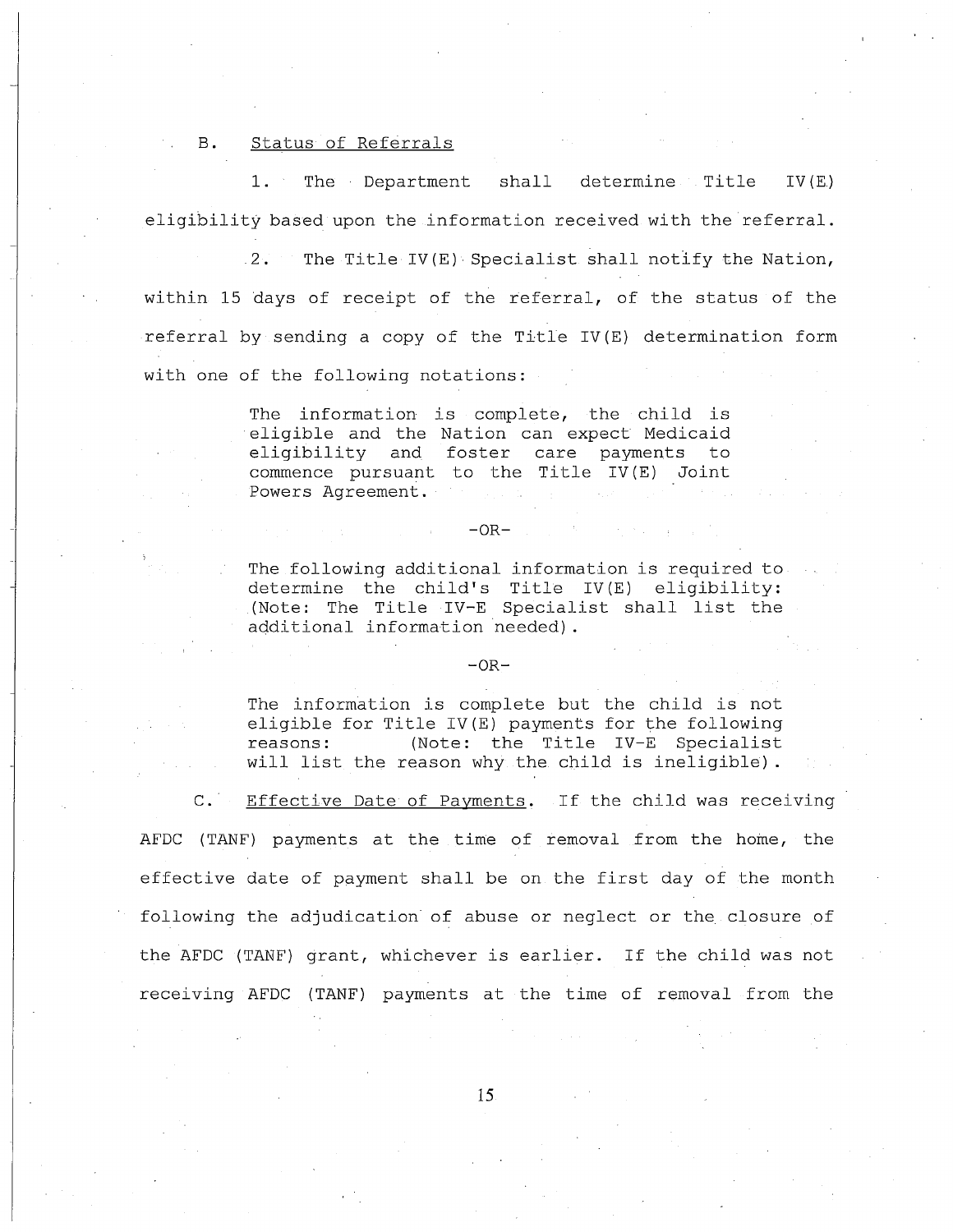B. <u>Status of Referrals</u>

1. The Department shall determine Title IV(E) eligibility based upon the information received with the referral.

2. The Title IV(E) Specialist shall notify the Nation, within 15 days of receipt of the referral, of the status of the referral by sending a copy of the Title IV(E) determination form with one of the following notations:

> The information is complete, the child is eligible and the Nation can expect Medicaid eligibility and foster care payments to commence pursuant to the Title IV(E) Joint Powers Agreement.
>
> -OR-
>
> The following additional information is required to determine the child's Title IV(E) eligibility: (Note: The Title IV-E Specialist shall list the additional information needed).
>
> -OR-
>
> The information is complete but the child is not eligible for Title IV(E) payments for the following reasons: (Note: the Title IV-E Specialist will list the reason why the child is ineligible).

C. <u>Effective Date of Payments</u>. If the child was receiving AFDC (TANF) payments at the time of removal from the home, the effective date of payment shall be on the first day of the month following the adjudication of abuse or neglect or the closure of the AFDC (TANF) grant, whichever is earlier. If the child was not receiving AFDC (TANF) payments at the time of removal from the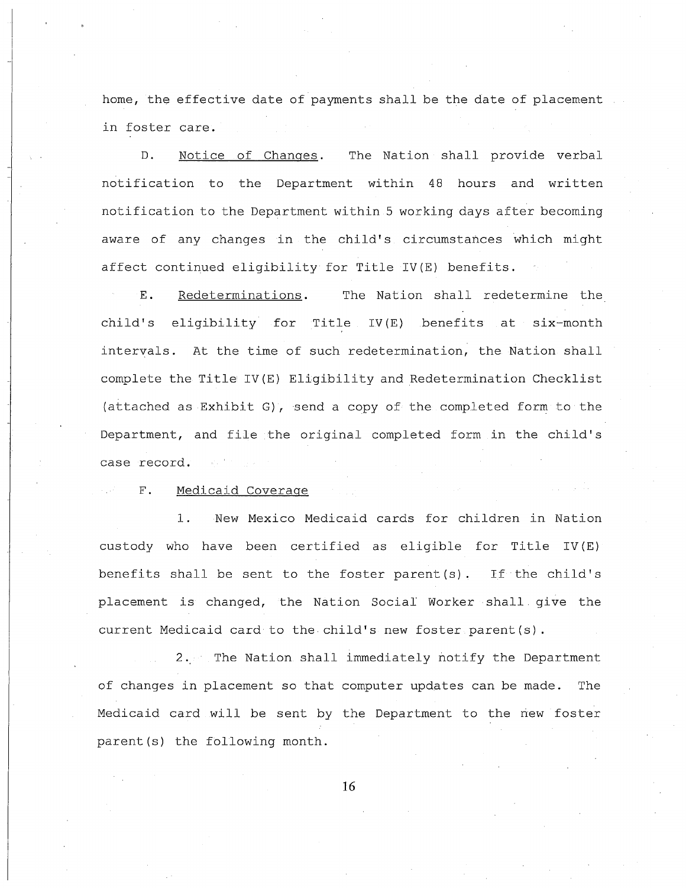home, the effective date of payments shall be the date of placement in foster care.

D. Notice of Changes. The Nation shall provide verbal notification to the Department within 48 hours and written notification to the Department within 5 working days after becoming aware of any changes in the child's circumstances which might affect continued eligibility for Title IV(E) benefits.

E. Redeterminations. The Nation shall redetermine the child's eligibility for Title IV(E) benefits at six-month intervals. At the time of such redetermination, the Nation shall complete the Title IV(E) Eligibility and Redetermination Checklist (attached as Exhibit G), send a copy of the completed form to the Department, and file the original completed form in the child's case record.

F. Medicaid Coverage

1. New Mexico Medicaid cards for children in Nation custody who have been certified as eligible for Title IV(E) benefits shall be sent to the foster parent(s). If the child's placement is changed, the Nation Social Worker shall give the current Medicaid card to the child's new foster parent(s).

2. The Nation shall immediately notify the Department of changes in placement so that computer updates can be made. The Medicaid card will be sent by the Department to the new foster parent(s) the following month.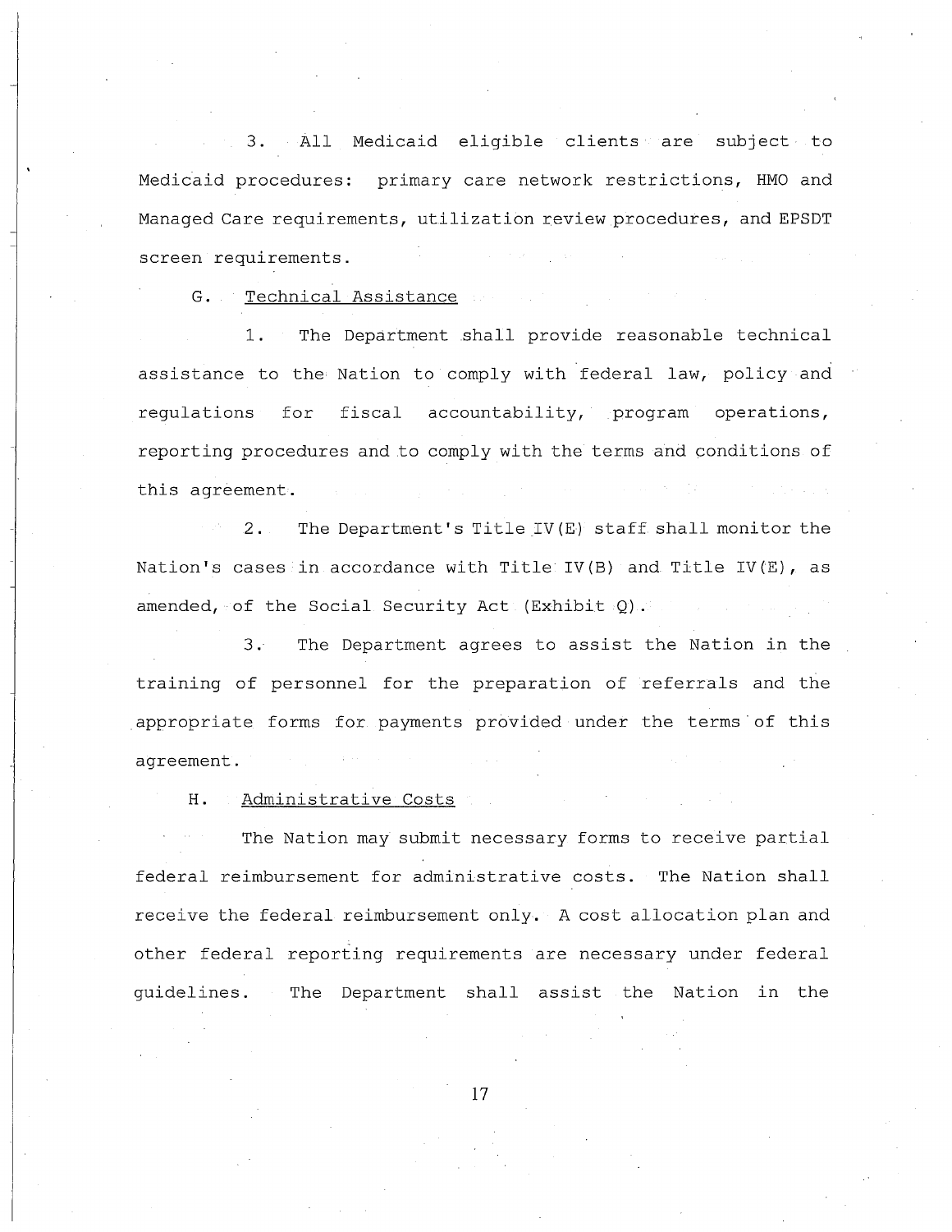3. All Medicaid eligible clients are subject to Medicaid procedures: primary care network restrictions, HMO and Managed Care requirements, utilization review procedures, and EPSDT screen requirements.

G. Technical Assistance

1. The Department shall provide reasonable technical assistance to the Nation to comply with federal law, policy and regulations for fiscal accountability, program operations, reporting procedures and to comply with the terms and conditions of this agreement.

2. The Department's Title IV(E) staff shall monitor the Nation's cases in accordance with Title IV(B) and Title IV(E), as amended, of the Social Security Act (Exhibit Q).

3. The Department agrees to assist the Nation in the training of personnel for the preparation of referrals and the appropriate forms for payments provided under the terms of this agreement.

H. Administrative Costs

The Nation may submit necessary forms to receive partial federal reimbursement for administrative costs. The Nation shall receive the federal reimbursement only. A cost allocation plan and other federal reporting requirements are necessary under federal guidelines. The Department shall assist the Nation in the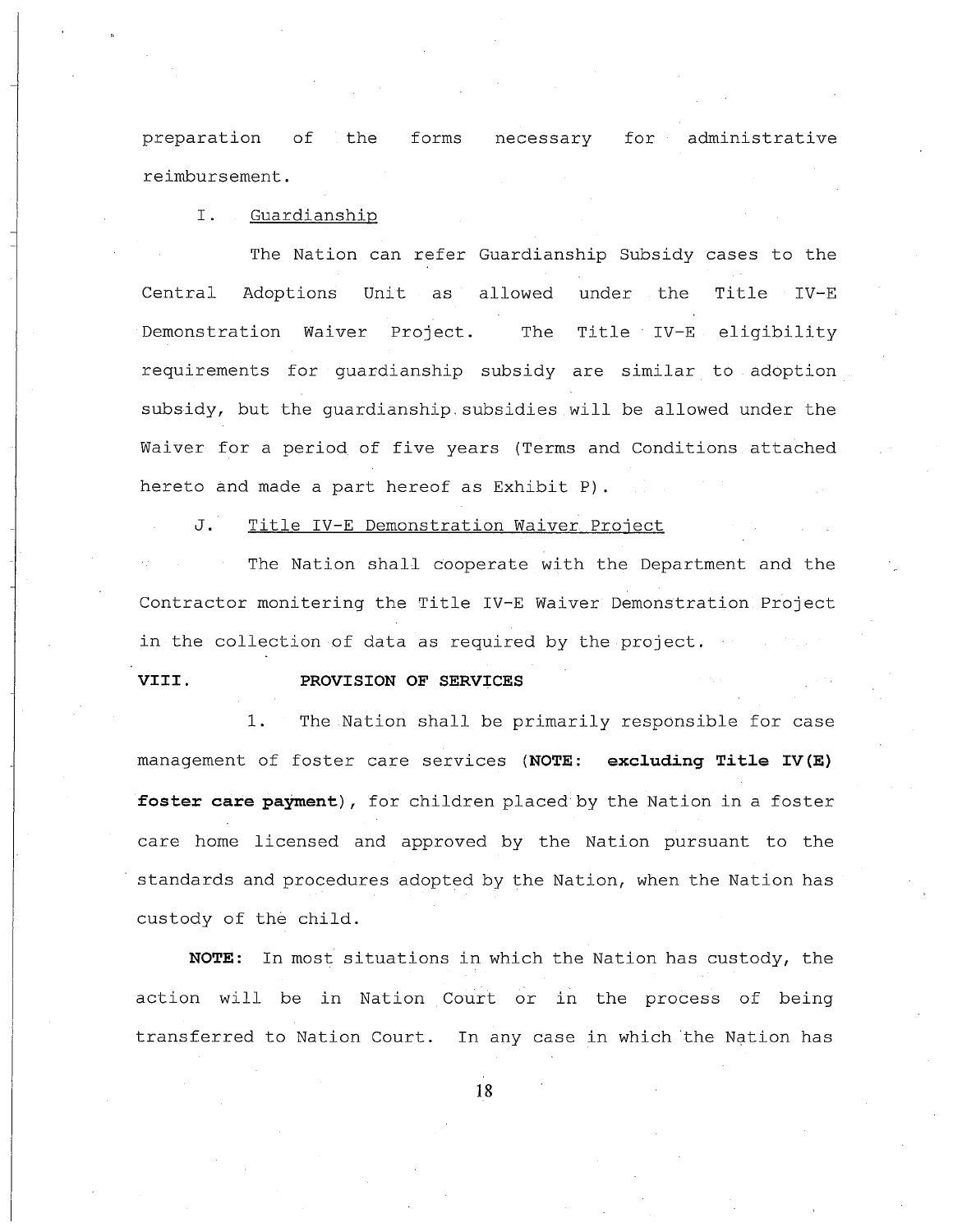preparation of the forms necessary for administrative reimbursement.

I. Guardianship

The Nation can refer Guardianship Subsidy cases to the Central Adoptions Unit as allowed under the Title IV-E Demonstration Waiver Project. The Title IV-E eligibility requirements for guardianship subsidy are similar to adoption subsidy, but the guardianship subsidies will be allowed under the Waiver for a period of five years (Terms and Conditions attached hereto and made a part hereof as Exhibit P).

J. Title IV-E Demonstration Waiver Project

The Nation shall cooperate with the Department and the Contractor monitering the Title IV-E Waiver Demonstration Project in the collection of data as required by the project.

**VIII. PROVISION OF SERVICES**

1. The Nation shall be primarily responsible for case management of foster care services (**NOTE: excluding Title IV(E) foster care payment**), for children placed by the Nation in a foster care home licensed and approved by the Nation pursuant to the standards and procedures adopted by the Nation, when the Nation has custody of the child.

**NOTE:** In most situations in which the Nation has custody, the action will be in Nation Court or in the process of being transferred to Nation Court. In any case in which the Nation has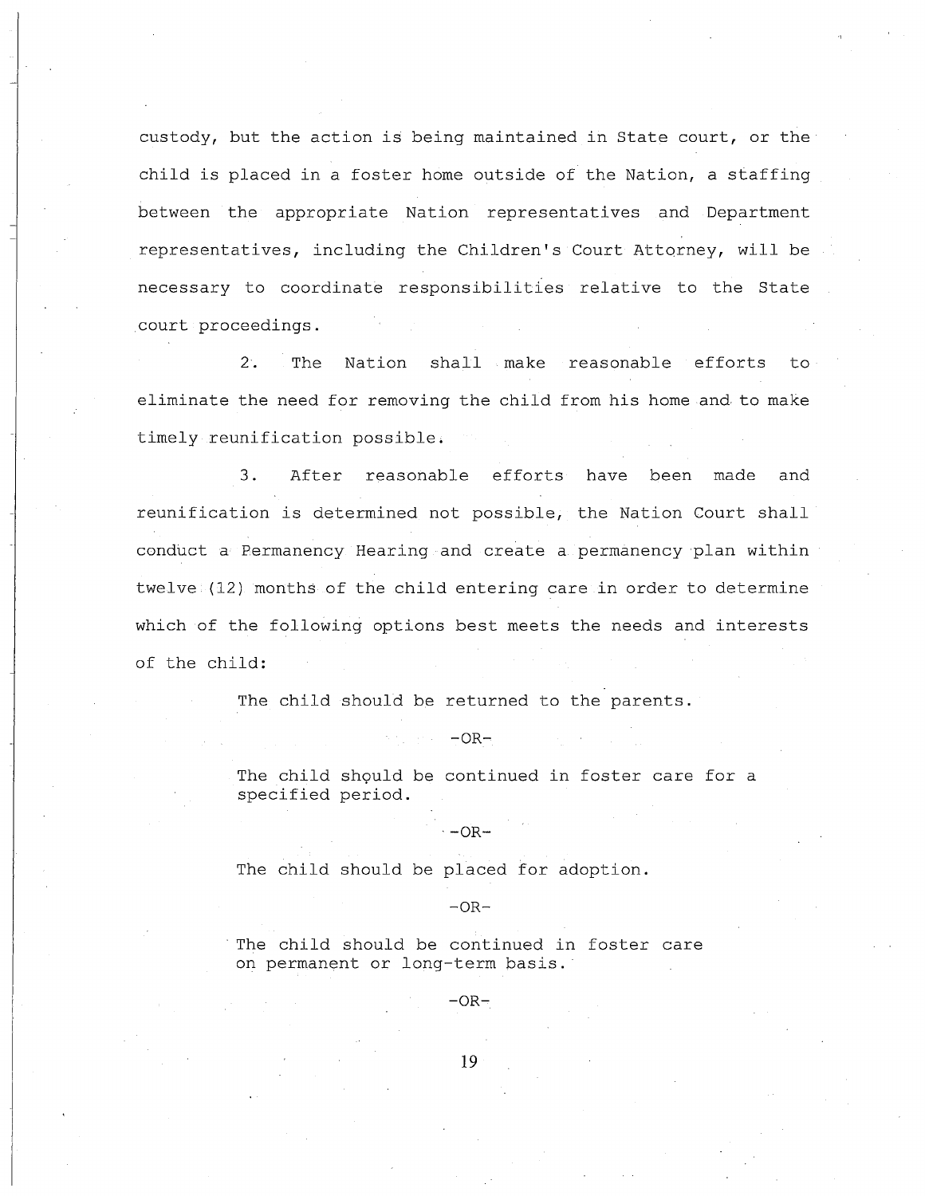custody, but the action is being maintained in State court, or the child is placed in a foster home outside of the Nation, a staffing between the appropriate Nation representatives and Department representatives, including the Children's Court Attorney, will be necessary to coordinate responsibilities relative to the State court proceedings.

2. The Nation shall make reasonable efforts to eliminate the need for removing the child from his home and to make timely reunification possible.

3. After reasonable efforts have been made and reunification is determined not possible, the Nation Court shall conduct a Permanency Hearing and create a permanency plan within twelve (12) months of the child entering care in order to determine which of the following options best meets the needs and interests of the child:

The child should be returned to the parents.

-OR-

The child should be continued in foster care for a specified period.

-OR-

The child should be placed for adoption.

-OR-

The child should be continued in foster care on permanent or long-term basis.

-OR-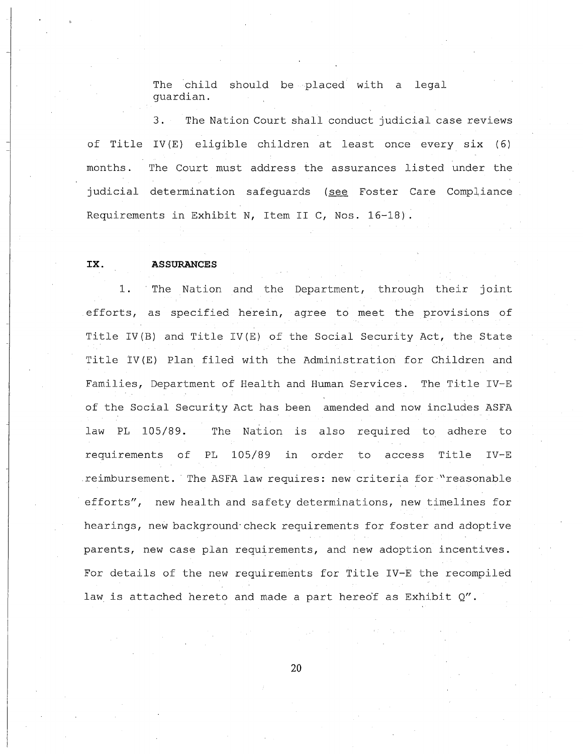The child should be placed with a legal guardian.

3. The Nation Court shall conduct judicial case reviews of Title IV(E) eligible children at least once every six (6) months. The Court must address the assurances listed under the judicial determination safeguards (see Foster Care Compliance Requirements in Exhibit N, Item II C, Nos. 16-18).

## IX. ASSURANCES

1. The Nation and the Department, through their joint efforts, as specified herein, agree to meet the provisions of Title IV(B) and Title IV(E) of the Social Security Act, the State Title IV(E) Plan filed with the Administration for Children and Families, Department of Health and Human Services. The Title IV-E of the Social Security Act has been amended and now includes ASFA law PL 105/89. The Nation is also required to adhere to requirements of PL 105/89 in order to access Title IV-E reimbursement. The ASFA law requires: new criteria for "reasonable efforts", new health and safety determinations, new timelines for hearings, new background check requirements for foster and adoptive parents, new case plan requirements, and new adoption incentives. For details of the new requirements for Title IV-E the recompiled law is attached hereto and made a part hereof as Exhibit Q".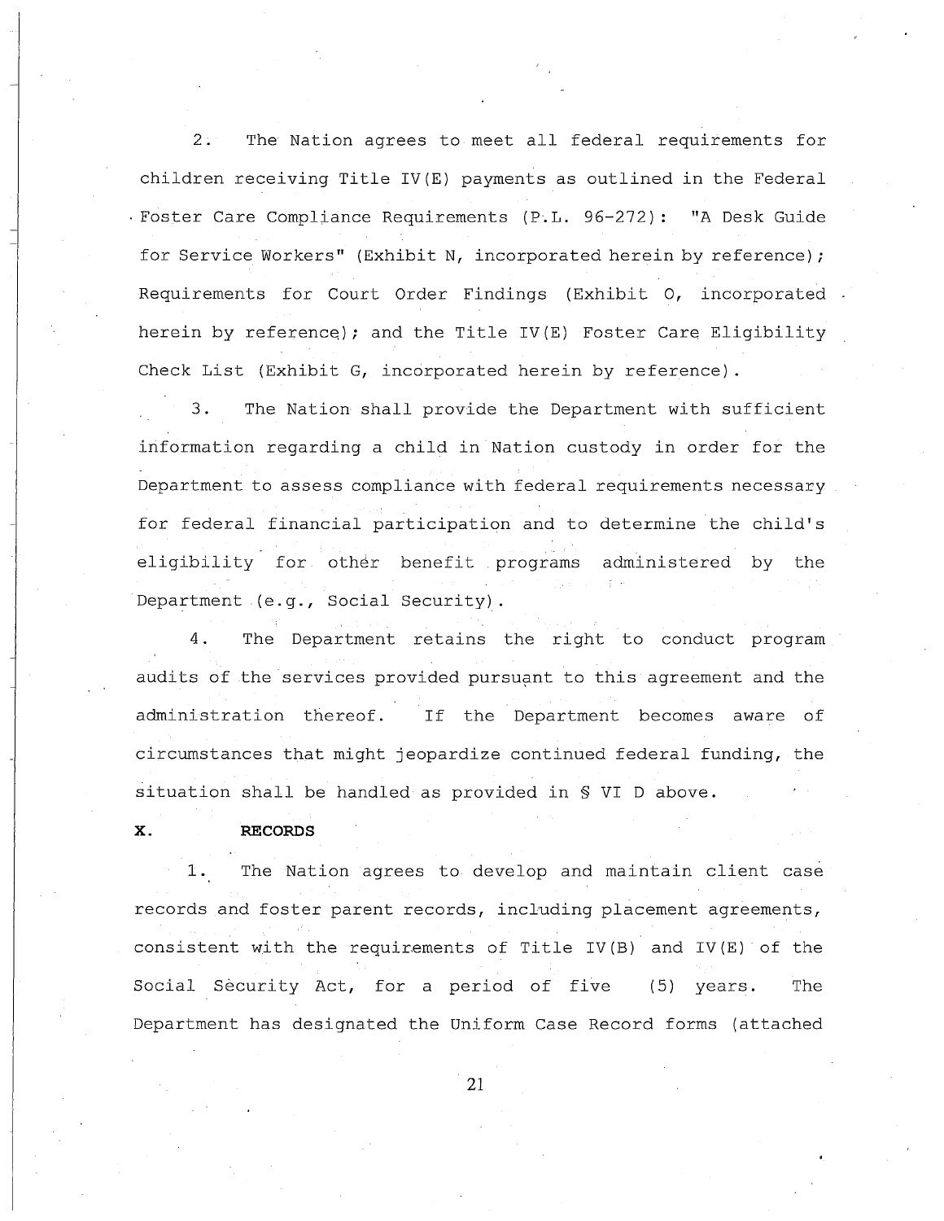2. The Nation agrees to meet all federal requirements for children receiving Title IV(E) payments as outlined in the Federal Foster Care Compliance Requirements (P.L. 96-272): "A Desk Guide for Service Workers" (Exhibit N, incorporated herein by reference); Requirements for Court Order Findings (Exhibit O, incorporated herein by reference); and the Title IV(E) Foster Care Eligibility Check List (Exhibit G, incorporated herein by reference).

3. The Nation shall provide the Department with sufficient information regarding a child in Nation custody in order for the Department to assess compliance with federal requirements necessary for federal financial participation and to determine the child's eligibility for other benefit programs administered by the Department (e.g., Social Security).

4. The Department retains the right to conduct program audits of the services provided pursuant to this agreement and the administration thereof. If the Department becomes aware of circumstances that might jeopardize continued federal funding, the situation shall be handled as provided in § VI D above.

**X. RECORDS**

1. The Nation agrees to develop and maintain client case records and foster parent records, including placement agreements, consistent with the requirements of Title IV(B) and IV(E) of the Social Security Act, for a period of five (5) years. The Department has designated the Uniform Case Record forms (attached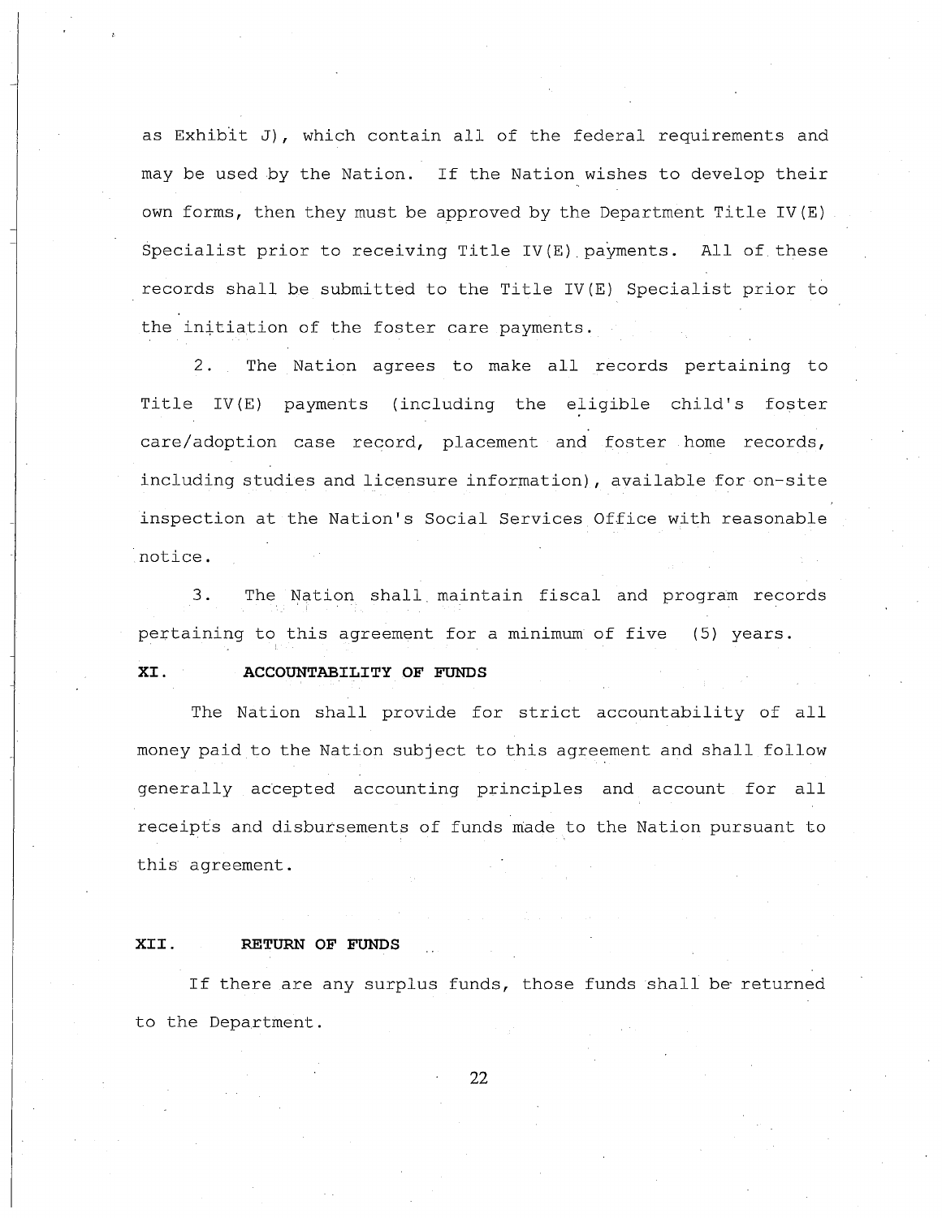as Exhibit J), which contain all of the federal requirements and may be used by the Nation. If the Nation wishes to develop their own forms, then they must be approved by the Department Title IV(E) Specialist prior to receiving Title IV(E) payments. All of these records shall be submitted to the Title IV(E) Specialist prior to the initiation of the foster care payments.

2. The Nation agrees to make all records pertaining to Title IV(E) payments (including the eligible child's foster care/adoption case record, placement and foster home records, including studies and licensure information), available for on-site inspection at the Nation's Social Services Office with reasonable notice.

3. The Nation shall maintain fiscal and program records pertaining to this agreement for a minimum of five (5) years.

**XI. ACCOUNTABILITY OF FUNDS**

The Nation shall provide for strict accountability of all money paid to the Nation subject to this agreement and shall follow generally accepted accounting principles and account for all receipts and disbursements of funds made to the Nation pursuant to this agreement.

**XII. RETURN OF FUNDS**

If there are any surplus funds, those funds shall be returned to the Department.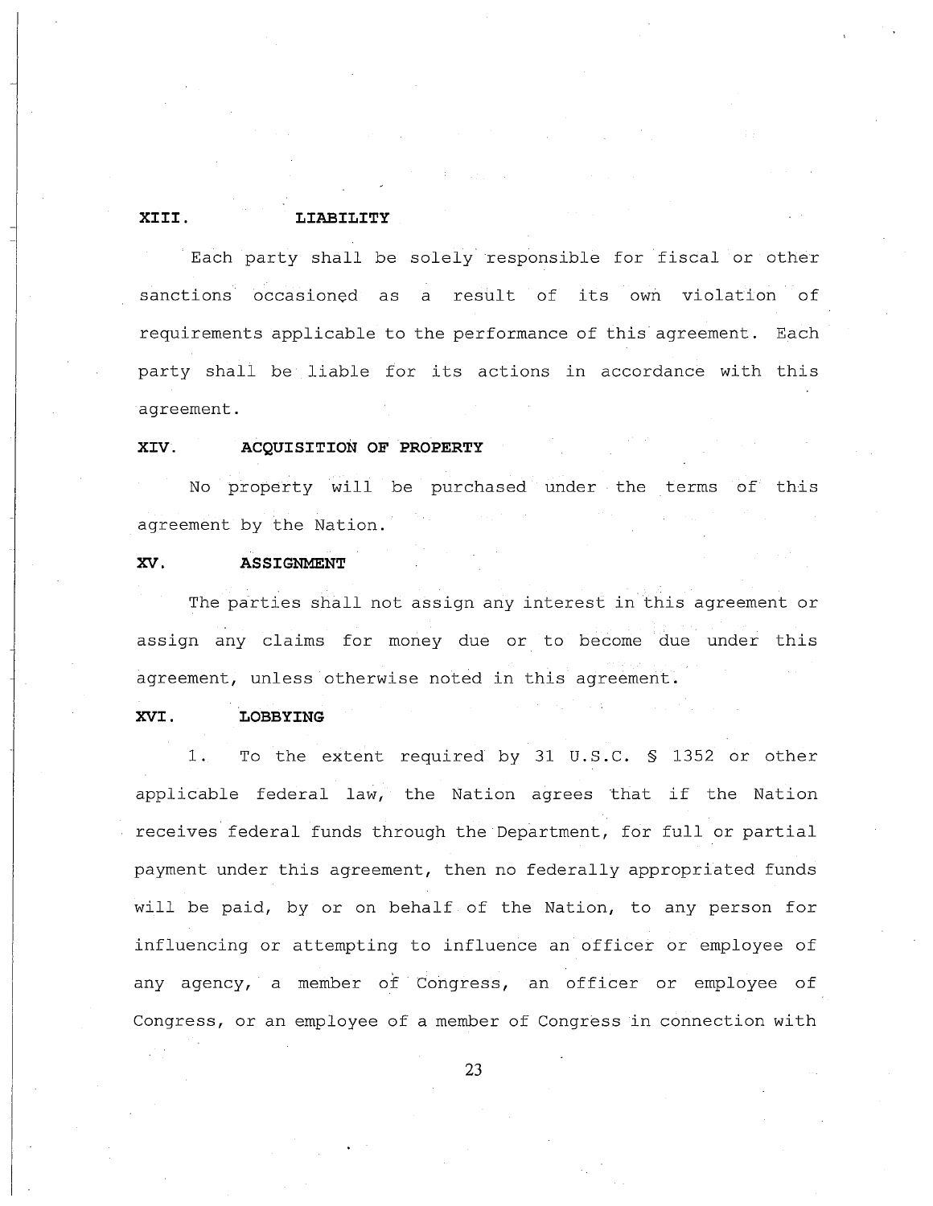## XIII. LIABILITY

Each party shall be solely responsible for fiscal or other sanctions occasioned as a result of its own violation of requirements applicable to the performance of this agreement. Each party shall be liable for its actions in accordance with this agreement.

## XIV. ACQUISITION OF PROPERTY

No property will be purchased under the terms of this agreement by the Nation.

## XV. ASSIGNMENT

The parties shall not assign any interest in this agreement or assign any claims for money due or to become due under this agreement, unless otherwise noted in this agreement.

## XVI. LOBBYING

1. To the extent required by 31 U.S.C. § 1352 or other applicable federal law, the Nation agrees that if the Nation receives federal funds through the Department, for full or partial payment under this agreement, then no federally appropriated funds will be paid, by or on behalf of the Nation, to any person for influencing or attempting to influence an officer or employee of any agency, a member of Congress, an officer or employee of Congress, or an employee of a member of Congress in connection with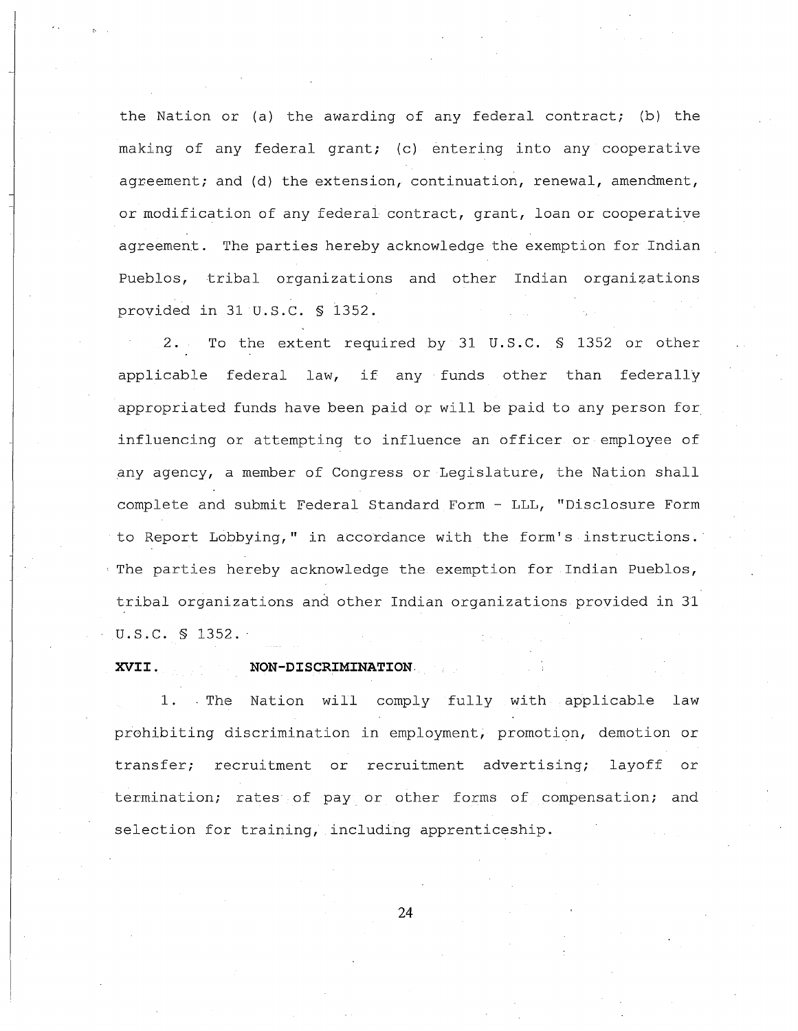the Nation or (a) the awarding of any federal contract; (b) the making of any federal grant; (c) entering into any cooperative agreement; and (d) the extension, continuation, renewal, amendment, or modification of any federal contract, grant, loan or cooperative agreement. The parties hereby acknowledge the exemption for Indian Pueblos, tribal organizations and other Indian organizations provided in 31 U.S.C. § 1352.

2. To the extent required by 31 U.S.C. § 1352 or other applicable federal law, if any funds other than federally appropriated funds have been paid or will be paid to any person for influencing or attempting to influence an officer or employee of any agency, a member of Congress or Legislature, the Nation shall complete and submit Federal Standard Form - LLL, "Disclosure Form to Report Lobbying," in accordance with the form's instructions. The parties hereby acknowledge the exemption for Indian Pueblos, tribal organizations and other Indian organizations provided in 31 U.S.C. § 1352.

**XVII. NON-DISCRIMINATION**

1. The Nation will comply fully with applicable law prohibiting discrimination in employment, promotion, demotion or transfer; recruitment or recruitment advertising; layoff or termination; rates of pay or other forms of compensation; and selection for training, including apprenticeship.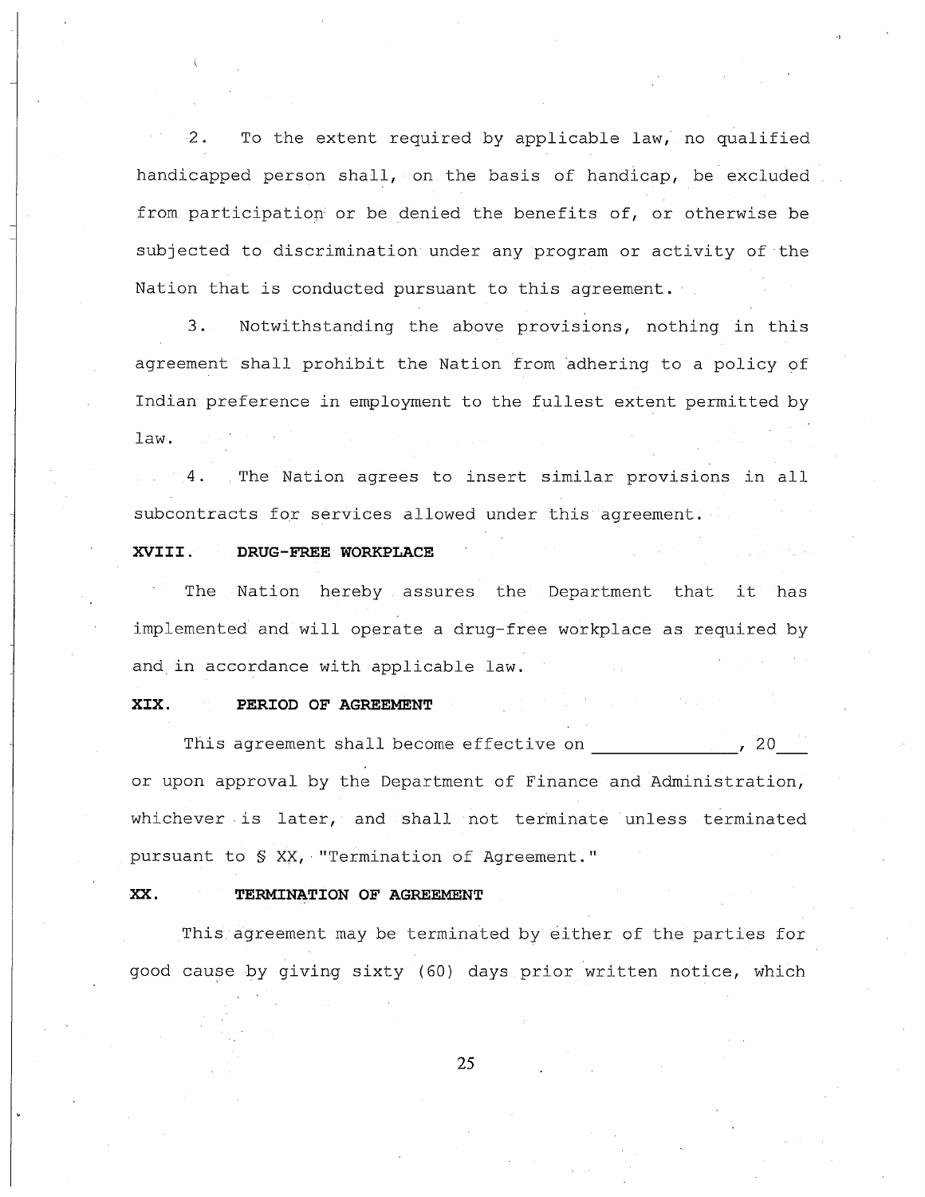2. To the extent required by applicable law, no qualified handicapped person shall, on the basis of handicap, be excluded from participation or be denied the benefits of, or otherwise be subjected to discrimination under any program or activity of the Nation that is conducted pursuant to this agreement.

3. Notwithstanding the above provisions, nothing in this agreement shall prohibit the Nation from adhering to a policy of Indian preference in employment to the fullest extent permitted by law.

4. The Nation agrees to insert similar provisions in all subcontracts for services allowed under this agreement.

## XVIII. DRUG-FREE WORKPLACE

The Nation hereby assures the Department that it has implemented and will operate a drug-free workplace as required by and in accordance with applicable law.

## XIX. PERIOD OF AGREEMENT

This agreement shall become effective on ______________, 20___ or upon approval by the Department of Finance and Administration, whichever is later, and shall not terminate unless terminated pursuant to § XX, "Termination of Agreement."

## XX. TERMINATION OF AGREEMENT

This agreement may be terminated by either of the parties for good cause by giving sixty (60) days prior written notice, which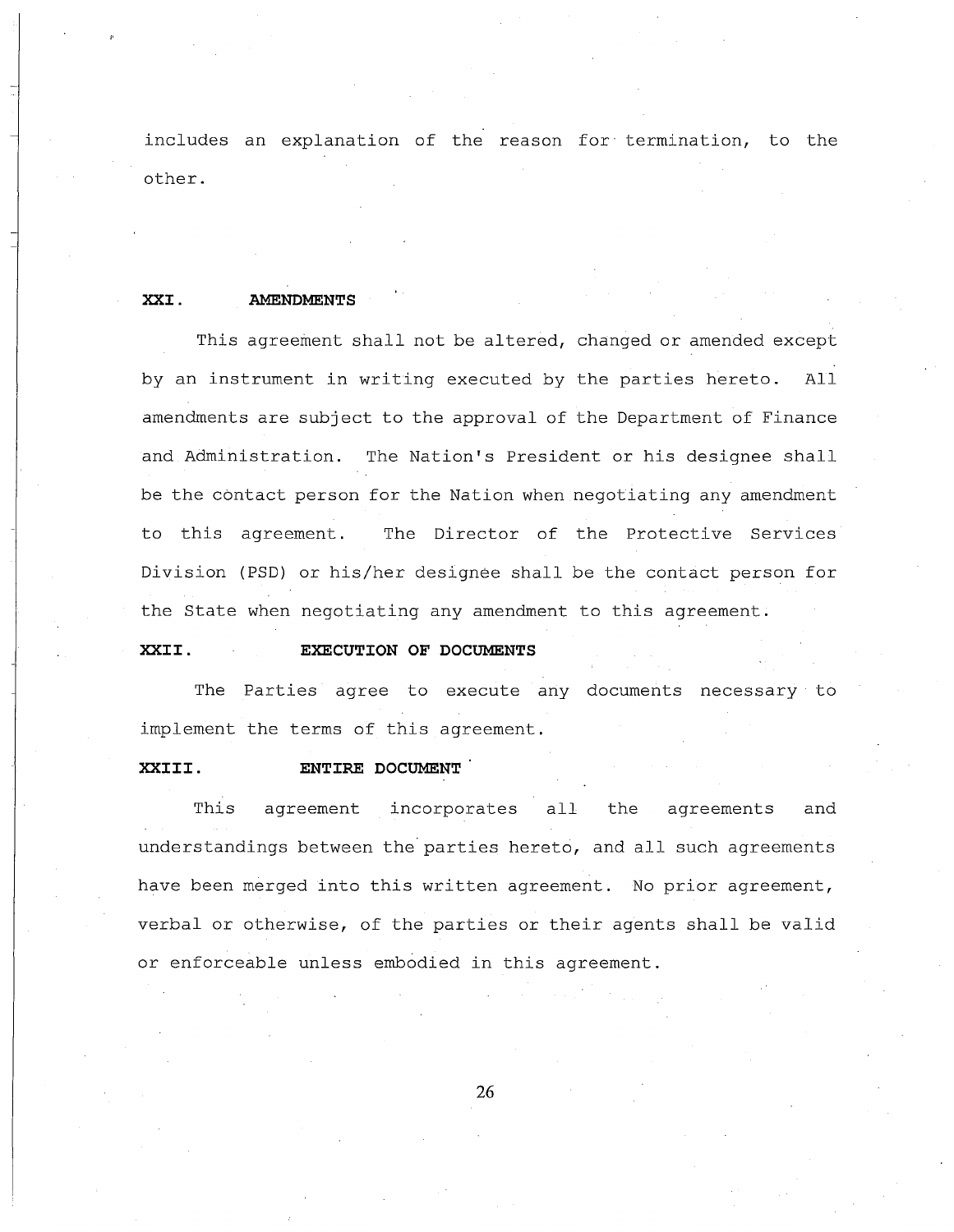includes an explanation of the reason for termination, to the other.

## XXI. AMENDMENTS

This agreement shall not be altered, changed or amended except by an instrument in writing executed by the parties hereto. All amendments are subject to the approval of the Department of Finance and Administration. The Nation's President or his designee shall be the contact person for the Nation when negotiating any amendment to this agreement. The Director of the Protective Services Division (PSD) or his/her designee shall be the contact person for the State when negotiating any amendment to this agreement.

## XXII. EXECUTION OF DOCUMENTS

The Parties agree to execute any documents necessary to implement the terms of this agreement.

## XXIII. ENTIRE DOCUMENT

This agreement incorporates all the agreements and understandings between the parties hereto, and all such agreements have been merged into this written agreement. No prior agreement, verbal or otherwise, of the parties or their agents shall be valid or enforceable unless embodied in this agreement.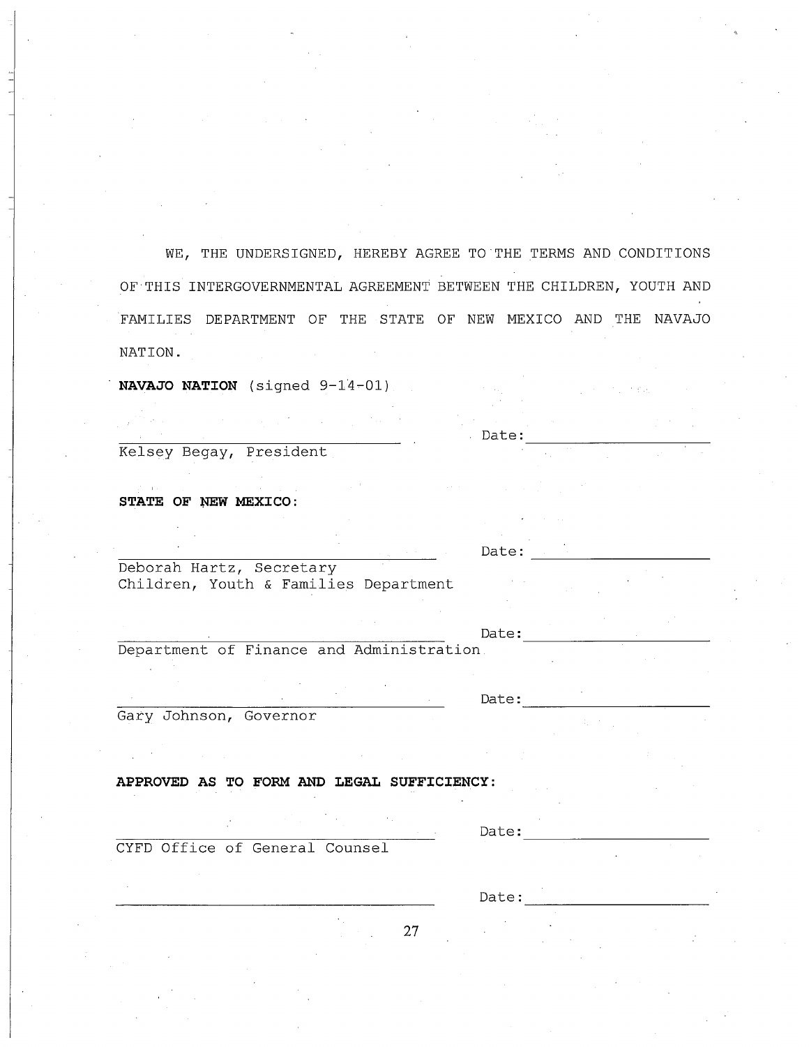WE, THE UNDERSIGNED, HEREBY AGREE TO THE TERMS AND CONDITIONS OF THIS INTERGOVERNMENTAL AGREEMENT BETWEEN THE CHILDREN, YOUTH AND FAMILIES DEPARTMENT OF THE STATE OF NEW MEXICO AND THE NAVAJO NATION.

**NAVAJO NATION** (signed 9-14-01)

_________________________________ Date: _____________________

Kelsey Begay, President

**STATE OF NEW MEXICO:**

_________________________________ Date: _____________________

Deborah Hartz, Secretary
Children, Youth & Families Department

_________________________________ Date: _____________________

Department of Finance and Administration

_________________________________ Date: _____________________

Gary Johnson, Governor

**APPROVED AS TO FORM AND LEGAL SUFFICIENCY:**

_________________________________ Date: _____________________

CYFD Office of General Counsel

_________________________________ Date: _____________________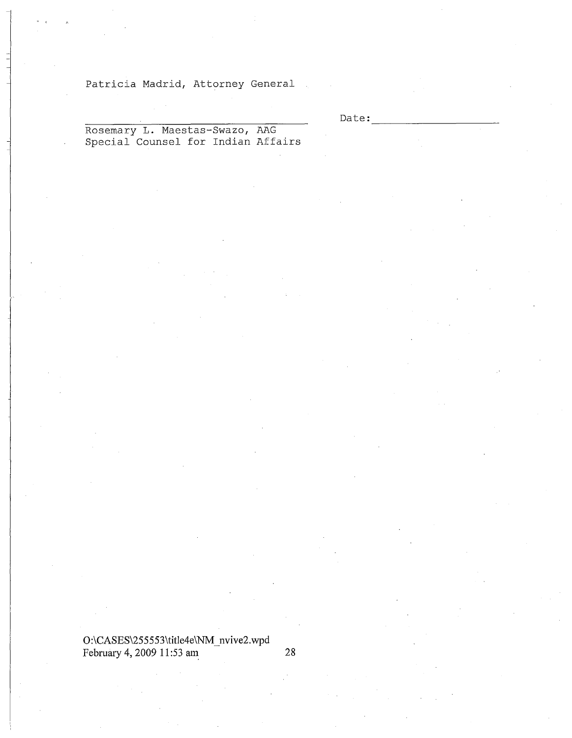Patricia Madrid, Attorney General

_______________________________ Date: _______________

Rosemary L. Maestas-Swazo, AAG
Special Counsel for Indian Affairs

O:\CASES\255553\title4e\NM_nvive2.wpd
February 4, 2009 11:53 am